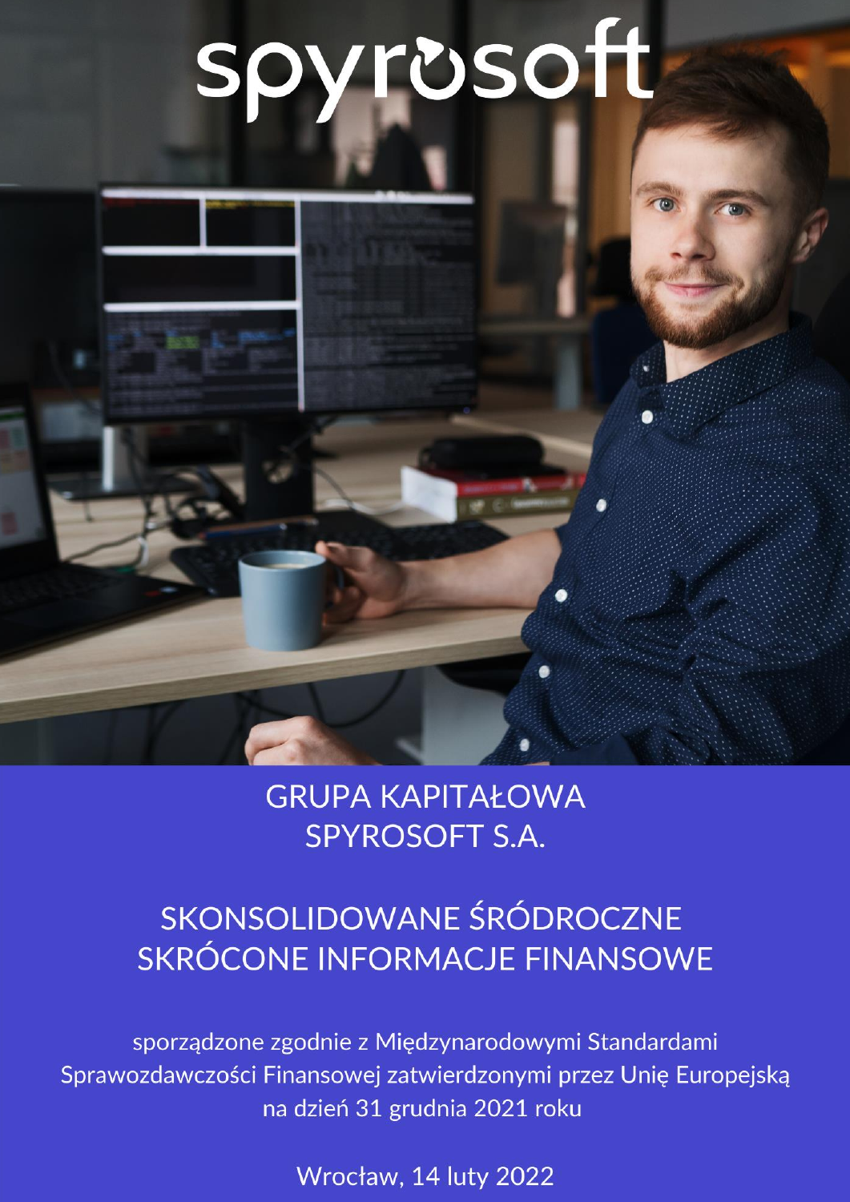spyrosoft

# GRUPA KAPITAŁOWA SPYROSOFT S.A.

# SKONSOLIDOWANE ŚRÓDROCZNE SKRÓCONE INFORMACJE FINANSOWE

sporządzone zgodnie z Międzynarodowymi Standardami Sprawozdawczości Finansowej zatwierdzonymi przez Unię Europejską na dzień 31 grudnia 2021 roku

Wrocław, 14 luty 2022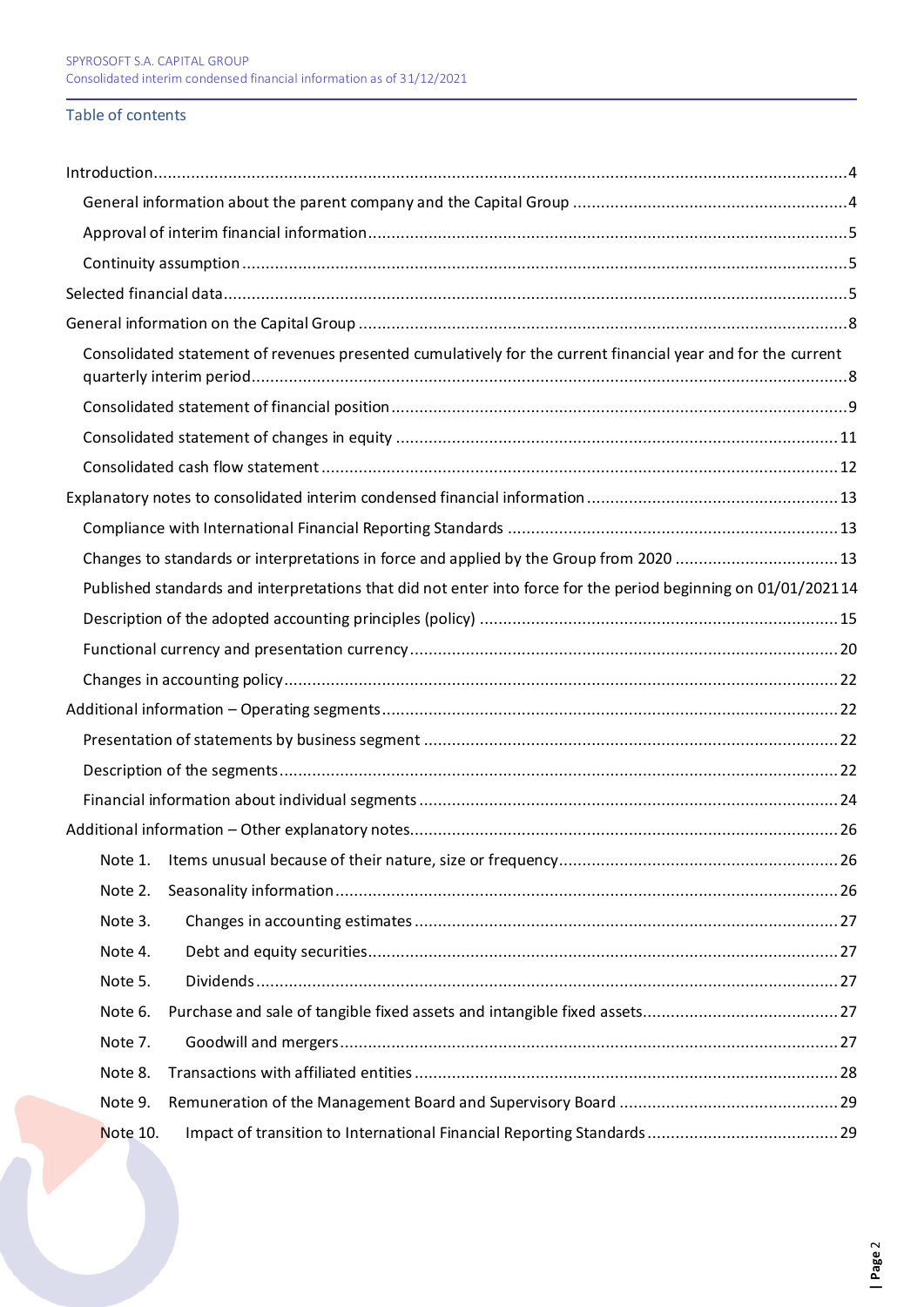## Table of contents

| | |
|---|---|
| Introduction | 4 |
| General information about the parent company and the Capital Group | 4 |
| Approval of interim financial information | 5 |
| Continuity assumption | 5 |
| Selected financial data | 5 |
| General information on the Capital Group | 8 |
| Consolidated statement of revenues presented cumulatively for the current financial year and for the current quarterly interim period | 8 |
| Consolidated statement of financial position | 9 |
| Consolidated statement of changes in equity | 11 |
| Consolidated cash flow statement | 12 |
| Explanatory notes to consolidated interim condensed financial information | 13 |
| Compliance with International Financial Reporting Standards | 13 |
| Changes to standards or interpretations in force and applied by the Group from 2020 | 13 |
| Published standards and interpretations that did not enter into force for the period beginning on 01/01/2021 | 14 |
| Description of the adopted accounting principles (policy) | 15 |
| Functional currency and presentation currency | 20 |
| Changes in accounting policy | 22 |
| Additional information – Operating segments | 22 |
| Presentation of statements by business segment | 22 |
| Description of the segments | 22 |
| Financial information about individual segments | 24 |
| Additional information – Other explanatory notes | 26 |
| Note 1. Items unusual because of their nature, size or frequency | 26 |
| Note 2. Seasonality information | 26 |
| Note 3. Changes in accounting estimates | 27 |
| Note 4. Debt and equity securities | 27 |
| Note 5. Dividends | 27 |
| Note 6. Purchase and sale of tangible fixed assets and intangible fixed assets | 27 |
| Note 7. Goodwill and mergers | 27 |
| Note 8. Transactions with affiliated entities | 28 |
| Note 9. Remuneration of the Management Board and Supervisory Board | 29 |
| Note 10. Impact of transition to International Financial Reporting Standards | 29 |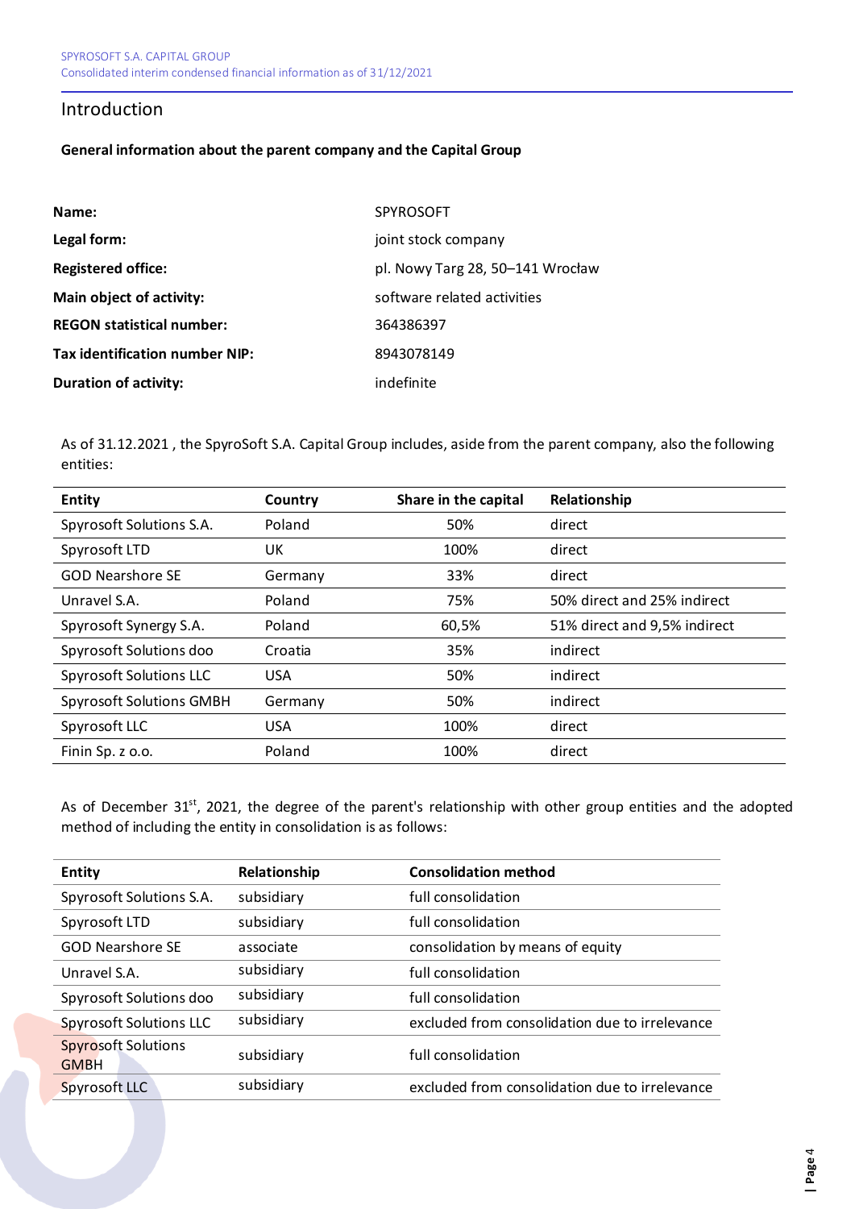## Introduction

**General information about the parent company and the Capital Group**

| | |
|---|---|
| **Name:** | SPYROSOFT |
| **Legal form:** | joint stock company |
| **Registered office:** | pl. Nowy Targ 28, 50–141 Wrocław |
| **Main object of activity:** | software related activities |
| **REGON statistical number:** | 364386397 |
| **Tax identification number NIP:** | 8943078149 |
| **Duration of activity:** | indefinite |

As of 31.12.2021 , the SpyroSoft S.A. Capital Group includes, aside from the parent company, also the following entities:

| Entity | Country | Share in the capital | Relationship |
|---|---|---|---|
| Spyrosoft Solutions S.A. | Poland | 50% | direct |
| Spyrosoft LTD | UK | 100% | direct |
| GOD Nearshore SE | Germany | 33% | direct |
| Unravel S.A. | Poland | 75% | 50% direct and 25% indirect |
| Spyrosoft Synergy S.A. | Poland | 60,5% | 51% direct and 9,5% indirect |
| Spyrosoft Solutions doo | Croatia | 35% | indirect |
| Spyrosoft Solutions LLC | USA | 50% | indirect |
| Spyrosoft Solutions GMBH | Germany | 50% | indirect |
| Spyrosoft LLC | USA | 100% | direct |
| Finin Sp. z o.o. | Poland | 100% | direct |

As of December 31st, 2021, the degree of the parent's relationship with other group entities and the adopted method of including the entity in consolidation is as follows:

| Entity | Relationship | Consolidation method |
|---|---|---|
| Spyrosoft Solutions S.A. | subsidiary | full consolidation |
| Spyrosoft LTD | subsidiary | full consolidation |
| GOD Nearshore SE | associate | consolidation by means of equity |
| Unravel S.A. | subsidiary | full consolidation |
| Spyrosoft Solutions doo | subsidiary | full consolidation |
| Spyrosoft Solutions LLC | subsidiary | excluded from consolidation due to irrelevance |
| Spyrosoft Solutions GMBH | subsidiary | full consolidation |
| Spyrosoft LLC | subsidiary | excluded from consolidation due to irrelevance |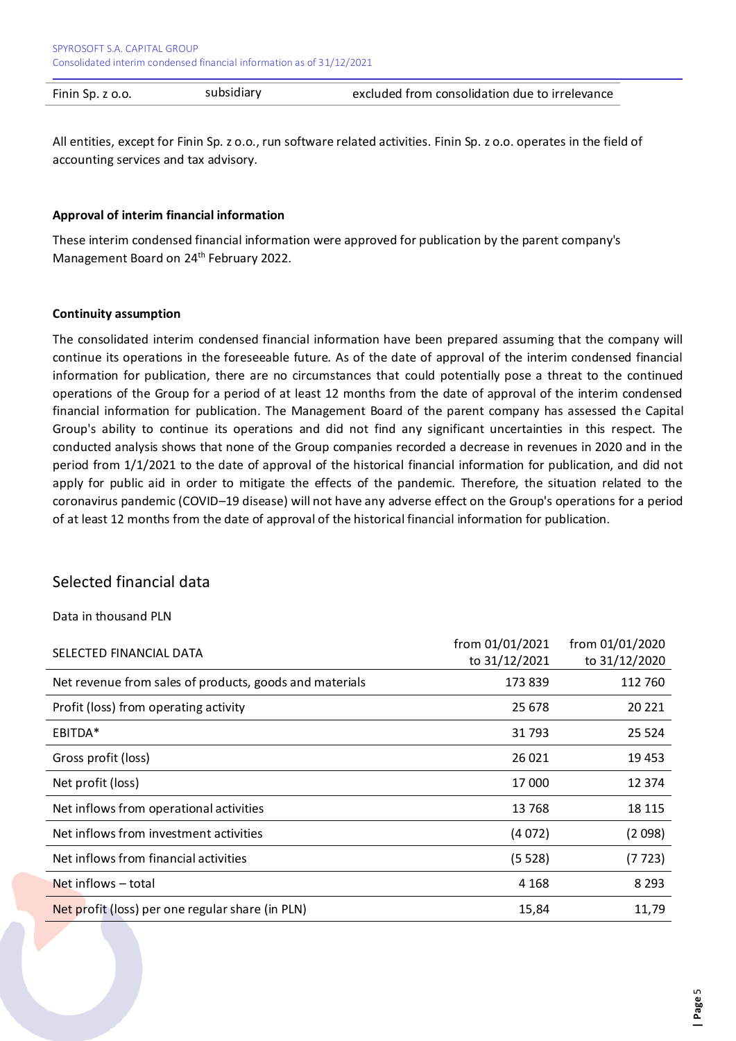| Finin Sp. z o.o. | subsidiary | excluded from consolidation due to irrelevance |
|---|---|---|

All entities, except for Finin Sp. z o.o., run software related activities. Finin Sp. z o.o. operates in the field of accounting services and tax advisory.

**Approval of interim financial information**

These interim condensed financial information were approved for publication by the parent company's Management Board on 24th February 2022.

**Continuity assumption**

The consolidated interim condensed financial information have been prepared assuming that the company will continue its operations in the foreseeable future. As of the date of approval of the interim condensed financial information for publication, there are no circumstances that could potentially pose a threat to the continued operations of the Group for a period of at least 12 months from the date of approval of the interim condensed financial information for publication. The Management Board of the parent company has assessed the Capital Group's ability to continue its operations and did not find any significant uncertainties in this respect. The conducted analysis shows that none of the Group companies recorded a decrease in revenues in 2020 and in the period from 1/1/2021 to the date of approval of the historical financial information for publication, and did not apply for public aid in order to mitigate the effects of the pandemic. Therefore, the situation related to the coronavirus pandemic (COVID–19 disease) will not have any adverse effect on the Group's operations for a period of at least 12 months from the date of approval of the historical financial information for publication.

## Selected financial data

Data in thousand PLN

| SELECTED FINANCIAL DATA | from 01/01/2021 to 31/12/2021 | from 01/01/2020 to 31/12/2020 |
|---|---|---|
| Net revenue from sales of products, goods and materials | 173 839 | 112 760 |
| Profit (loss) from operating activity | 25 678 | 20 221 |
| EBITDA* | 31 793 | 25 524 |
| Gross profit (loss) | 26 021 | 19 453 |
| Net profit (loss) | 17 000 | 12 374 |
| Net inflows from operational activities | 13 768 | 18 115 |
| Net inflows from investment activities | (4 072) | (2 098) |
| Net inflows from financial activities | (5 528) | (7 723) |
| Net inflows – total | 4 168 | 8 293 |
| Net profit (loss) per one regular share (in PLN) | 15,84 | 11,79 |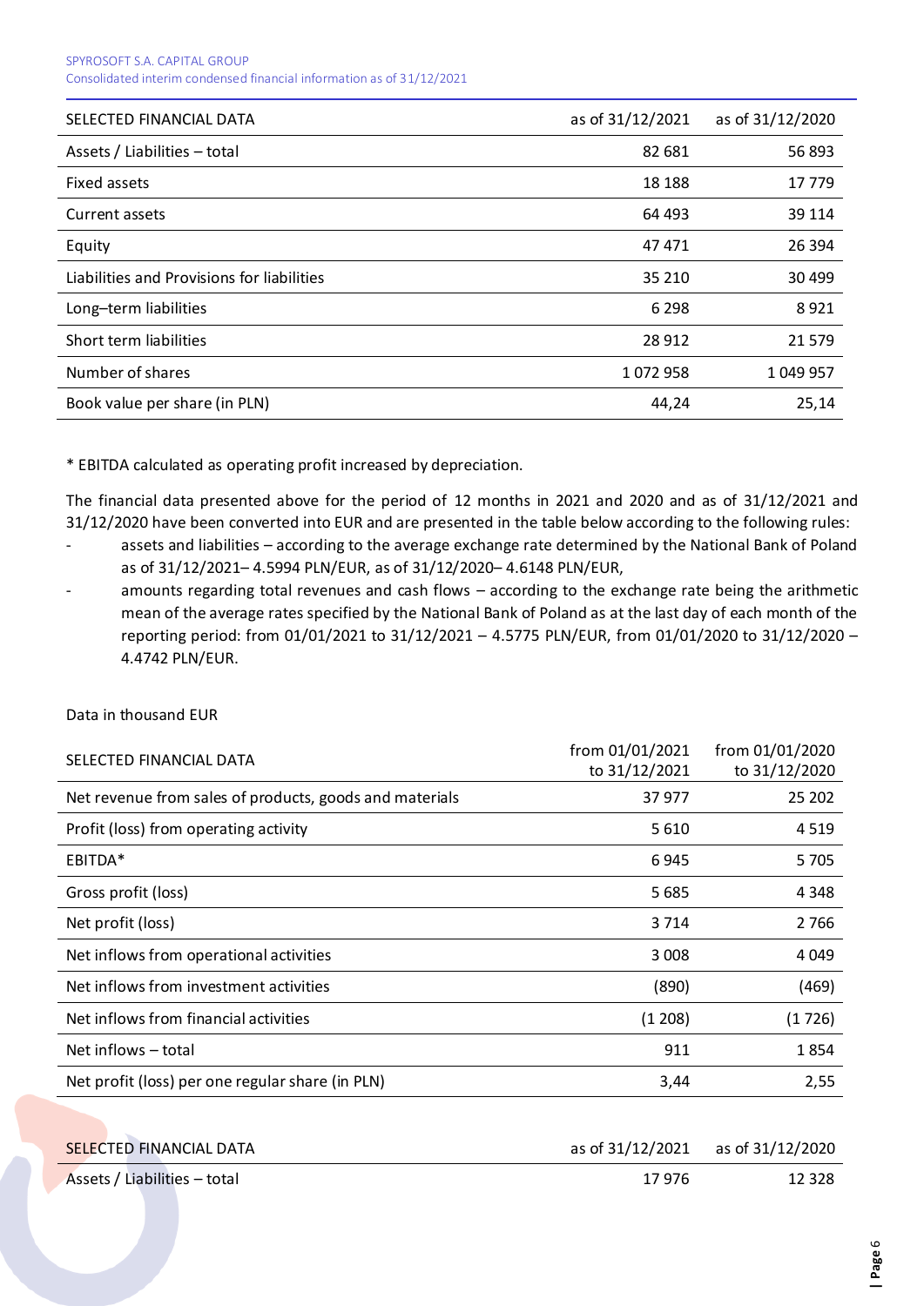| SELECTED FINANCIAL DATA | as of 31/12/2021 | as of 31/12/2020 |
|---|---|---|
| Assets / Liabilities – total | 82 681 | 56 893 |
| Fixed assets | 18 188 | 17 779 |
| Current assets | 64 493 | 39 114 |
| Equity | 47 471 | 26 394 |
| Liabilities and Provisions for liabilities | 35 210 | 30 499 |
| Long–term liabilities | 6 298 | 8 921 |
| Short term liabilities | 28 912 | 21 579 |
| Number of shares | 1 072 958 | 1 049 957 |
| Book value per share (in PLN) | 44,24 | 25,14 |

* EBITDA calculated as operating profit increased by depreciation.

The financial data presented above for the period of 12 months in 2021 and 2020 and as of 31/12/2021 and 31/12/2020 have been converted into EUR and are presented in the table below according to the following rules:

- assets and liabilities – according to the average exchange rate determined by the National Bank of Poland as of 31/12/2021– 4.5994 PLN/EUR, as of 31/12/2020– 4.6148 PLN/EUR,
- amounts regarding total revenues and cash flows – according to the exchange rate being the arithmetic mean of the average rates specified by the National Bank of Poland as at the last day of each month of the reporting period: from 01/01/2021 to 31/12/2021 – 4.5775 PLN/EUR, from 01/01/2020 to 31/12/2020 – 4.4742 PLN/EUR.

Data in thousand EUR

| SELECTED FINANCIAL DATA | from 01/01/2021 to 31/12/2021 | from 01/01/2020 to 31/12/2020 |
|---|---|---|
| Net revenue from sales of products, goods and materials | 37 977 | 25 202 |
| Profit (loss) from operating activity | 5 610 | 4 519 |
| EBITDA* | 6 945 | 5 705 |
| Gross profit (loss) | 5 685 | 4 348 |
| Net profit (loss) | 3 714 | 2 766 |
| Net inflows from operational activities | 3 008 | 4 049 |
| Net inflows from investment activities | (890) | (469) |
| Net inflows from financial activities | (1 208) | (1 726) |
| Net inflows – total | 911 | 1 854 |
| Net profit (loss) per one regular share (in PLN) | 3,44 | 2,55 |

| SELECTED FINANCIAL DATA | as of 31/12/2021 | as of 31/12/2020 |
|---|---|---|
| Assets / Liabilities – total | 17 976 | 12 328 |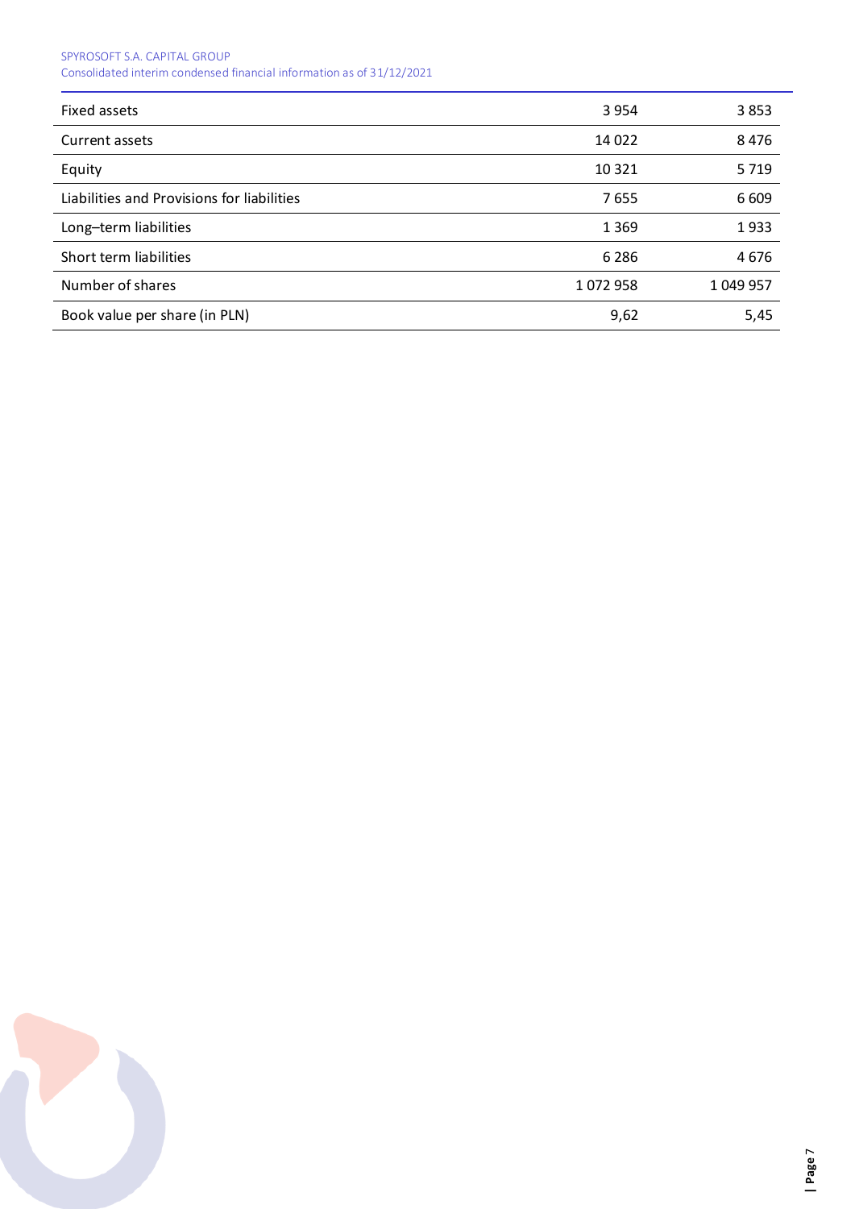| | | |
|---|---|---|
| Fixed assets | 3 954 | 3 853 |
| Current assets | 14 022 | 8 476 |
| Equity | 10 321 | 5 719 |
| Liabilities and Provisions for liabilities | 7 655 | 6 609 |
| Long–term liabilities | 1 369 | 1 933 |
| Short term liabilities | 6 286 | 4 676 |
| Number of shares | 1 072 958 | 1 049 957 |
| Book value per share (in PLN) | 9,62 | 5,45 |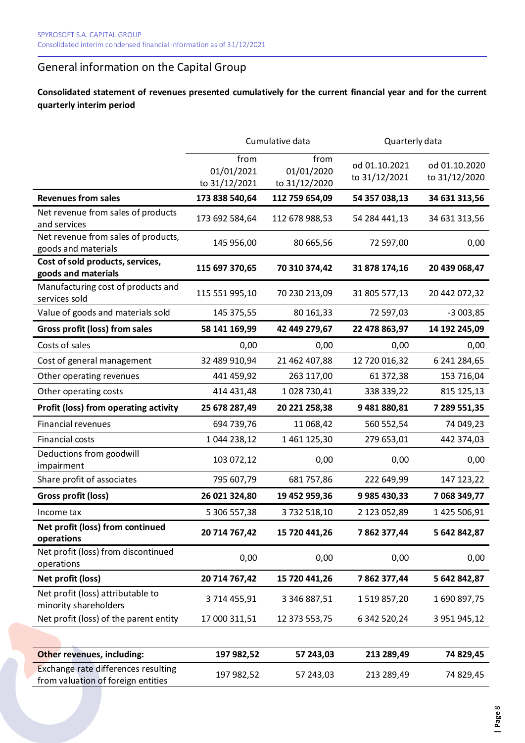## General information on the Capital Group

**Consolidated statement of revenues presented cumulatively for the current financial year and for the current quarterly interim period**

| | Cumulative data | | Quarterly data | |
|---|---|---|---|---|
| | from 01/01/2021 to 31/12/2021 | from 01/01/2020 to 31/12/2020 | od 01.10.2021 to 31/12/2021 | od 01.10.2020 to 31/12/2020 |
| **Revenues from sales** | **173 838 540,64** | **112 759 654,09** | **54 357 038,13** | **34 631 313,56** |
| Net revenue from sales of products and services | 173 692 584,64 | 112 678 988,53 | 54 284 441,13 | 34 631 313,56 |
| Net revenue from sales of products, goods and materials | 145 956,00 | 80 665,56 | 72 597,00 | 0,00 |
| **Cost of sold products, services, goods and materials** | **115 697 370,65** | **70 310 374,42** | **31 878 174,16** | **20 439 068,47** |
| Manufacturing cost of products and services sold | 115 551 995,10 | 70 230 213,09 | 31 805 577,13 | 20 442 072,32 |
| Value of goods and materials sold | 145 375,55 | 80 161,33 | 72 597,03 | -3 003,85 |
| **Gross profit (loss) from sales** | **58 141 169,99** | **42 449 279,67** | **22 478 863,97** | **14 192 245,09** |
| Costs of sales | 0,00 | 0,00 | 0,00 | 0,00 |
| Cost of general management | 32 489 910,94 | 21 462 407,88 | 12 720 016,32 | 6 241 284,65 |
| Other operating revenues | 441 459,92 | 263 117,00 | 61 372,38 | 153 716,04 |
| Other operating costs | 414 431,48 | 1 028 730,41 | 338 339,22 | 815 125,13 |
| **Profit (loss) from operating activity** | **25 678 287,49** | **20 221 258,38** | **9 481 880,81** | **7 289 551,35** |
| Financial revenues | 694 739,76 | 11 068,42 | 560 552,54 | 74 049,23 |
| Financial costs | 1 044 238,12 | 1 461 125,30 | 279 653,01 | 442 374,03 |
| Deductions from goodwill impairment | 103 072,12 | 0,00 | 0,00 | 0,00 |
| Share profit of associates | 795 607,79 | 681 757,86 | 222 649,99 | 147 123,22 |
| **Gross profit (loss)** | **26 021 324,80** | **19 452 959,36** | **9 985 430,33** | **7 068 349,77** |
| Income tax | 5 306 557,38 | 3 732 518,10 | 2 123 052,89 | 1 425 506,91 |
| **Net profit (loss) from continued operations** | **20 714 767,42** | **15 720 441,26** | **7 862 377,44** | **5 642 842,87** |
| Net profit (loss) from discontinued operations | 0,00 | 0,00 | 0,00 | 0,00 |
| **Net profit (loss)** | **20 714 767,42** | **15 720 441,26** | **7 862 377,44** | **5 642 842,87** |
| Net profit (loss) attributable to minority shareholders | 3 714 455,91 | 3 346 887,51 | 1 519 857,20 | 1 690 897,75 |
| Net profit (loss) of the parent entity | 17 000 311,51 | 12 373 553,75 | 6 342 520,24 | 3 951 945,12 |

| | | | | |
|---|---|---|---|---|
| **Other revenues, including:** | **197 982,52** | **57 243,03** | **213 289,49** | **74 829,45** |
| Exchange rate differences resulting from valuation of foreign entities | 197 982,52 | 57 243,03 | 213 289,49 | 74 829,45 |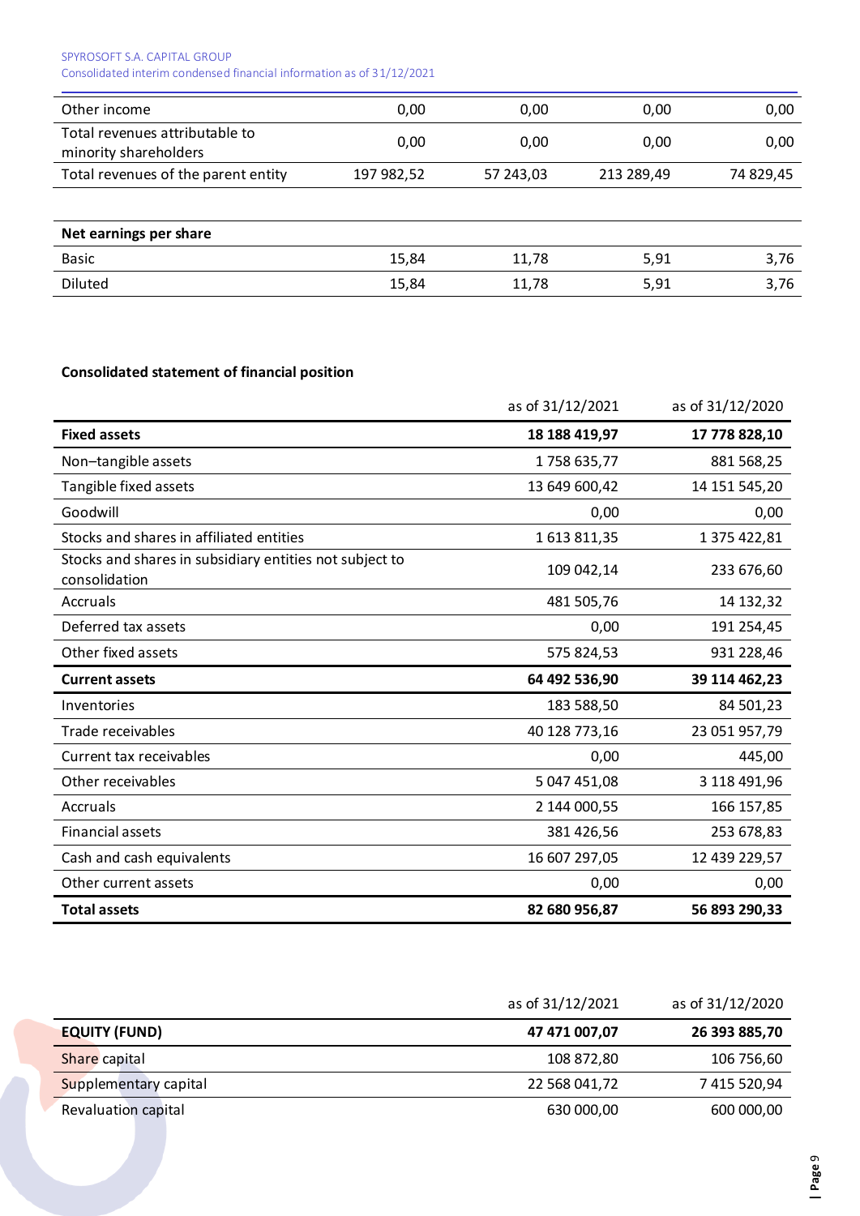| | | | | |
|---|---|---|---|---|
| Other income | 0,00 | 0,00 | 0,00 | 0,00 |
| Total revenues attributable to minority shareholders | 0,00 | 0,00 | 0,00 | 0,00 |
| Total revenues of the parent entity | 197 982,52 | 57 243,03 | 213 289,49 | 74 829,45 |

| **Net earnings per share** | | | | |
|---|---|---|---|---|
| Basic | 15,84 | 11,78 | 5,91 | 3,76 |
| Diluted | 15,84 | 11,78 | 5,91 | 3,76 |

**Consolidated statement of financial position**

| | as of 31/12/2021 | as of 31/12/2020 |
|---|---|---|
| **Fixed assets** | **18 188 419,97** | **17 778 828,10** |
| Non–tangible assets | 1 758 635,77 | 881 568,25 |
| Tangible fixed assets | 13 649 600,42 | 14 151 545,20 |
| Goodwill | 0,00 | 0,00 |
| Stocks and shares in affiliated entities | 1 613 811,35 | 1 375 422,81 |
| Stocks and shares in subsidiary entities not subject to consolidation | 109 042,14 | 233 676,60 |
| Accruals | 481 505,76 | 14 132,32 |
| Deferred tax assets | 0,00 | 191 254,45 |
| Other fixed assets | 575 824,53 | 931 228,46 |
| **Current assets** | **64 492 536,90** | **39 114 462,23** |
| Inventories | 183 588,50 | 84 501,23 |
| Trade receivables | 40 128 773,16 | 23 051 957,79 |
| Current tax receivables | 0,00 | 445,00 |
| Other receivables | 5 047 451,08 | 3 118 491,96 |
| Accruals | 2 144 000,55 | 166 157,85 |
| Financial assets | 381 426,56 | 253 678,83 |
| Cash and cash equivalents | 16 607 297,05 | 12 439 229,57 |
| Other current assets | 0,00 | 0,00 |
| **Total assets** | **82 680 956,87** | **56 893 290,33** |

| | as of 31/12/2021 | as of 31/12/2020 |
|---|---|---|
| **EQUITY (FUND)** | **47 471 007,07** | **26 393 885,70** |
| Share capital | 108 872,80 | 106 756,60 |
| Supplementary capital | 22 568 041,72 | 7 415 520,94 |
| Revaluation capital | 630 000,00 | 600 000,00 |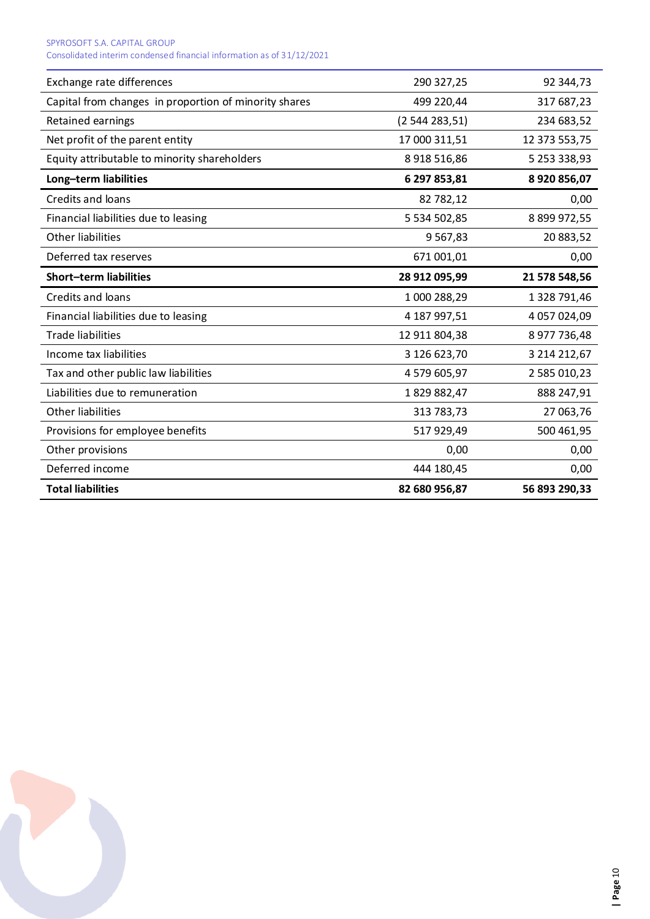| | | |
|---|---|---|
| Exchange rate differences | 290 327,25 | 92 344,73 |
| Capital from changes in proportion of minority shares | 499 220,44 | 317 687,23 |
| Retained earnings | (2 544 283,51) | 234 683,52 |
| Net profit of the parent entity | 17 000 311,51 | 12 373 553,75 |
| Equity attributable to minority shareholders | 8 918 516,86 | 5 253 338,93 |
| **Long–term liabilities** | **6 297 853,81** | **8 920 856,07** |
| Credits and loans | 82 782,12 | 0,00 |
| Financial liabilities due to leasing | 5 534 502,85 | 8 899 972,55 |
| Other liabilities | 9 567,83 | 20 883,52 |
| Deferred tax reserves | 671 001,01 | 0,00 |
| **Short–term liabilities** | **28 912 095,99** | **21 578 548,56** |
| Credits and loans | 1 000 288,29 | 1 328 791,46 |
| Financial liabilities due to leasing | 4 187 997,51 | 4 057 024,09 |
| Trade liabilities | 12 911 804,38 | 8 977 736,48 |
| Income tax liabilities | 3 126 623,70 | 3 214 212,67 |
| Tax and other public law liabilities | 4 579 605,97 | 2 585 010,23 |
| Liabilities due to remuneration | 1 829 882,47 | 888 247,91 |
| Other liabilities | 313 783,73 | 27 063,76 |
| Provisions for employee benefits | 517 929,49 | 500 461,95 |
| Other provisions | 0,00 | 0,00 |
| Deferred income | 444 180,45 | 0,00 |
| **Total liabilities** | **82 680 956,87** | **56 893 290,33** |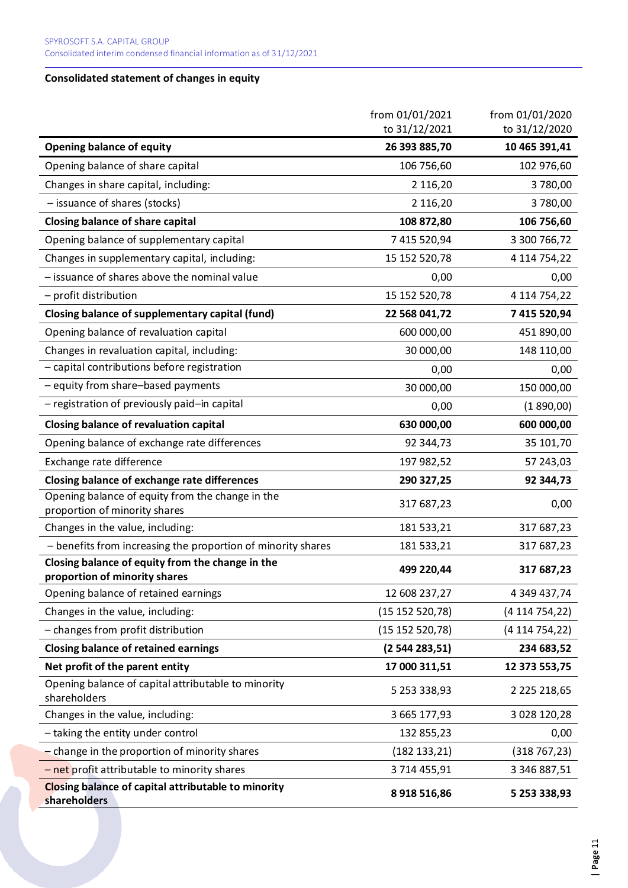## Consolidated statement of changes in equity

| | from 01/01/2021 to 31/12/2021 | from 01/01/2020 to 31/12/2020 |
|---|---|---|
| **Opening balance of equity** | **26 393 885,70** | **10 465 391,41** |
| Opening balance of share capital | 106 756,60 | 102 976,60 |
| Changes in share capital, including: | 2 116,20 | 3 780,00 |
| – issuance of shares (stocks) | 2 116,20 | 3 780,00 |
| **Closing balance of share capital** | **108 872,80** | **106 756,60** |
| Opening balance of supplementary capital | 7 415 520,94 | 3 300 766,72 |
| Changes in supplementary capital, including: | 15 152 520,78 | 4 114 754,22 |
| – issuance of shares above the nominal value | 0,00 | 0,00 |
| – profit distribution | 15 152 520,78 | 4 114 754,22 |
| **Closing balance of supplementary capital (fund)** | **22 568 041,72** | **7 415 520,94** |
| Opening balance of revaluation capital | 600 000,00 | 451 890,00 |
| Changes in revaluation capital, including: | 30 000,00 | 148 110,00 |
| – capital contributions before registration | 0,00 | 0,00 |
| – equity from share–based payments | 30 000,00 | 150 000,00 |
| – registration of previously paid–in capital | 0,00 | (1 890,00) |
| **Closing balance of revaluation capital** | **630 000,00** | **600 000,00** |
| Opening balance of exchange rate differences | 92 344,73 | 35 101,70 |
| Exchange rate difference | 197 982,52 | 57 243,03 |
| **Closing balance of exchange rate differences** | **290 327,25** | **92 344,73** |
| Opening balance of equity from the change in the proportion of minority shares | 317 687,23 | 0,00 |
| Changes in the value, including: | 181 533,21 | 317 687,23 |
| – benefits from increasing the proportion of minority shares | 181 533,21 | 317 687,23 |
| **Closing balance of equity from the change in the proportion of minority shares** | **499 220,44** | **317 687,23** |
| Opening balance of retained earnings | 12 608 237,27 | 4 349 437,74 |
| Changes in the value, including: | (15 152 520,78) | (4 114 754,22) |
| – changes from profit distribution | (15 152 520,78) | (4 114 754,22) |
| **Closing balance of retained earnings** | **(2 544 283,51)** | **234 683,52** |
| **Net profit of the parent entity** | **17 000 311,51** | **12 373 553,75** |
| Opening balance of capital attributable to minority shareholders | 5 253 338,93 | 2 225 218,65 |
| Changes in the value, including: | 3 665 177,93 | 3 028 120,28 |
| – taking the entity under control | 132 855,23 | 0,00 |
| – change in the proportion of minority shares | (182 133,21) | (318 767,23) |
| – net profit attributable to minority shares | 3 714 455,91 | 3 346 887,51 |
| **Closing balance of capital attributable to minority shareholders** | **8 918 516,86** | **5 253 338,93** |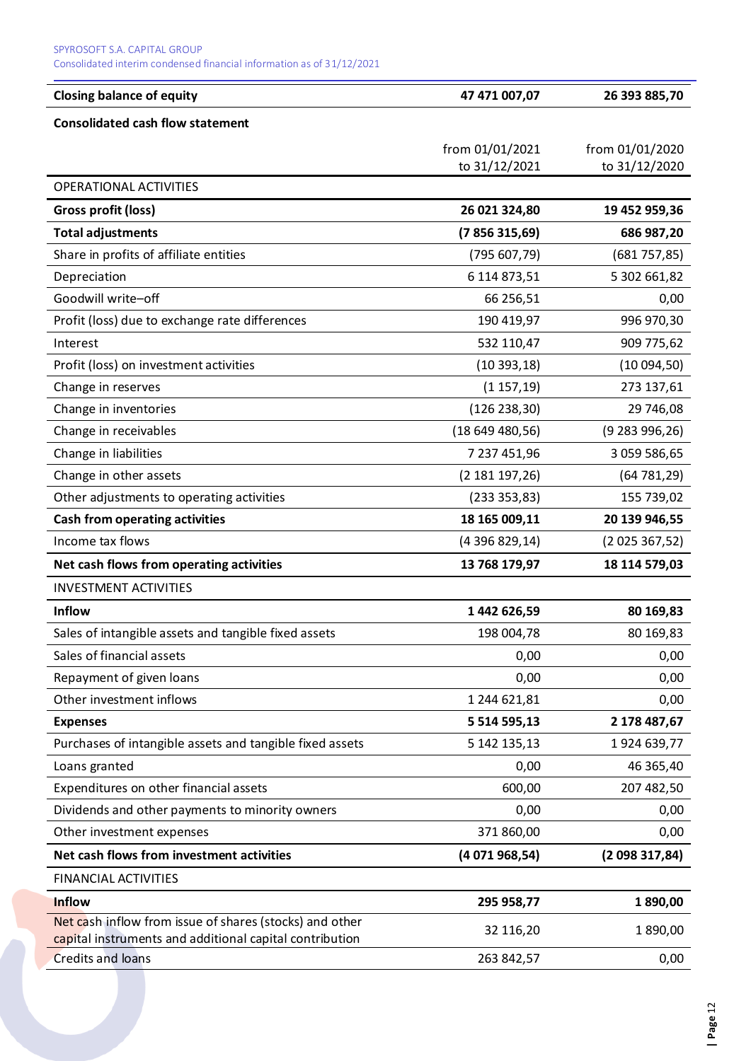| Closing balance of equity | 47 471 007,07 | 26 393 885,70 |
|---|---|---|

**Consolidated cash flow statement**

| | from 01/01/2021 to 31/12/2021 | from 01/01/2020 to 31/12/2020 |
|---|---|---|
| OPERATIONAL ACTIVITIES | | |
| **Gross profit (loss)** | **26 021 324,80** | **19 452 959,36** |
| **Total adjustments** | **(7 856 315,69)** | **686 987,20** |
| Share in profits of affiliate entities | (795 607,79) | (681 757,85) |
| Depreciation | 6 114 873,51 | 5 302 661,82 |
| Goodwill write–off | 66 256,51 | 0,00 |
| Profit (loss) due to exchange rate differences | 190 419,97 | 996 970,30 |
| Interest | 532 110,47 | 909 775,62 |
| Profit (loss) on investment activities | (10 393,18) | (10 094,50) |
| Change in reserves | (1 157,19) | 273 137,61 |
| Change in inventories | (126 238,30) | 29 746,08 |
| Change in receivables | (18 649 480,56) | (9 283 996,26) |
| Change in liabilities | 7 237 451,96 | 3 059 586,65 |
| Change in other assets | (2 181 197,26) | (64 781,29) |
| Other adjustments to operating activities | (233 353,83) | 155 739,02 |
| **Cash from operating activities** | **18 165 009,11** | **20 139 946,55** |
| Income tax flows | (4 396 829,14) | (2 025 367,52) |
| **Net cash flows from operating activities** | **13 768 179,97** | **18 114 579,03** |
| INVESTMENT ACTIVITIES | | |
| **Inflow** | **1 442 626,59** | **80 169,83** |
| Sales of intangible assets and tangible fixed assets | 198 004,78 | 80 169,83 |
| Sales of financial assets | 0,00 | 0,00 |
| Repayment of given loans | 0,00 | 0,00 |
| Other investment inflows | 1 244 621,81 | 0,00 |
| **Expenses** | **5 514 595,13** | **2 178 487,67** |
| Purchases of intangible assets and tangible fixed assets | 5 142 135,13 | 1 924 639,77 |
| Loans granted | 0,00 | 46 365,40 |
| Expenditures on other financial assets | 600,00 | 207 482,50 |
| Dividends and other payments to minority owners | 0,00 | 0,00 |
| Other investment expenses | 371 860,00 | 0,00 |
| **Net cash flows from investment activities** | **(4 071 968,54)** | **(2 098 317,84)** |
| FINANCIAL ACTIVITIES | | |
| **Inflow** | **295 958,77** | **1 890,00** |
| Net cash inflow from issue of shares (stocks) and other capital instruments and additional capital contribution | 32 116,20 | 1 890,00 |
| Credits and loans | 263 842,57 | 0,00 |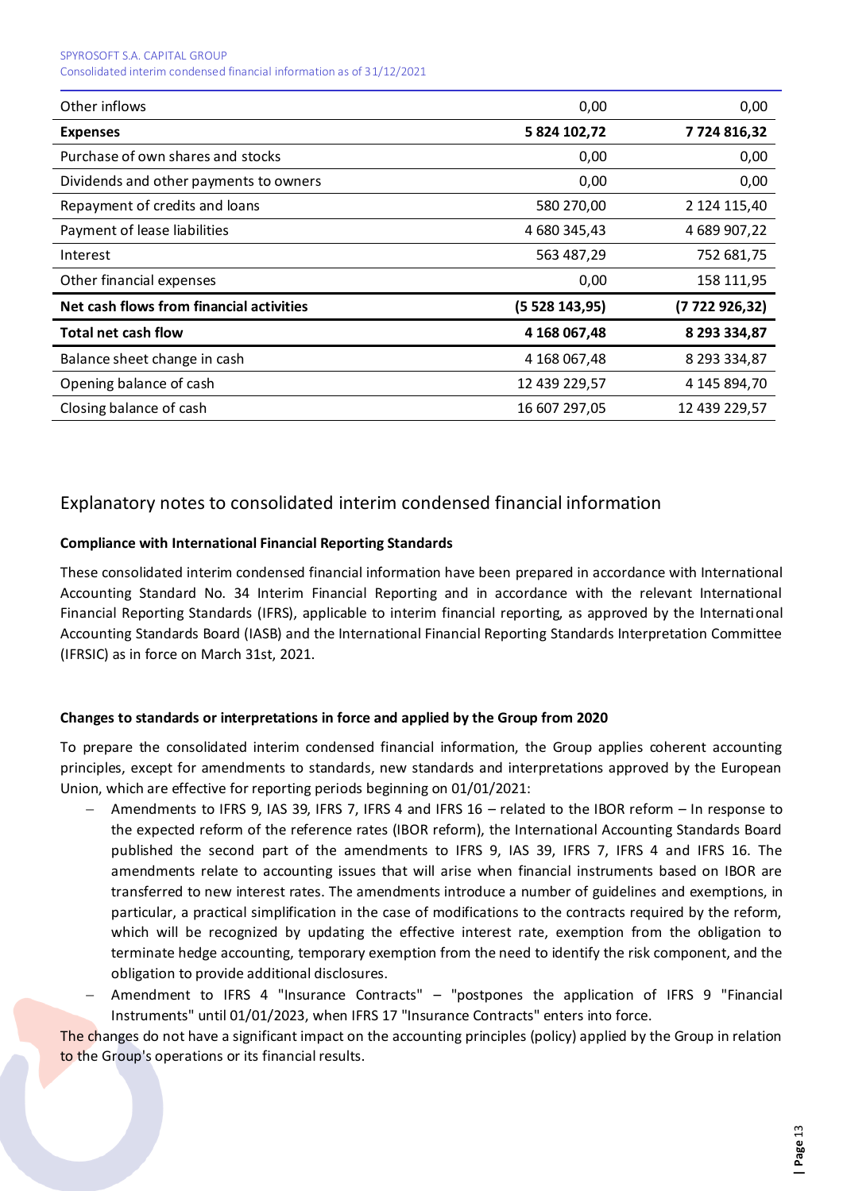| | | |
|---|---|---|
| Other inflows | 0,00 | 0,00 |
| **Expenses** | **5 824 102,72** | **7 724 816,32** |
| Purchase of own shares and stocks | 0,00 | 0,00 |
| Dividends and other payments to owners | 0,00 | 0,00 |
| Repayment of credits and loans | 580 270,00 | 2 124 115,40 |
| Payment of lease liabilities | 4 680 345,43 | 4 689 907,22 |
| Interest | 563 487,29 | 752 681,75 |
| Other financial expenses | 0,00 | 158 111,95 |
| **Net cash flows from financial activities** | **(5 528 143,95)** | **(7 722 926,32)** |
| **Total net cash flow** | **4 168 067,48** | **8 293 334,87** |
| Balance sheet change in cash | 4 168 067,48 | 8 293 334,87 |
| Opening balance of cash | 12 439 229,57 | 4 145 894,70 |
| Closing balance of cash | 16 607 297,05 | 12 439 229,57 |

## Explanatory notes to consolidated interim condensed financial information

**Compliance with International Financial Reporting Standards**

These consolidated interim condensed financial information have been prepared in accordance with International Accounting Standard No. 34 Interim Financial Reporting and in accordance with the relevant International Financial Reporting Standards (IFRS), applicable to interim financial reporting, as approved by the International Accounting Standards Board (IASB) and the International Financial Reporting Standards Interpretation Committee (IFRSIC) as in force on March 31st, 2021.

**Changes to standards or interpretations in force and applied by the Group from 2020**

To prepare the consolidated interim condensed financial information, the Group applies coherent accounting principles, except for amendments to standards, new standards and interpretations approved by the European Union, which are effective for reporting periods beginning on 01/01/2021:

- Amendments to IFRS 9, IAS 39, IFRS 7, IFRS 4 and IFRS 16 – related to the IBOR reform – In response to the expected reform of the reference rates (IBOR reform), the International Accounting Standards Board published the second part of the amendments to IFRS 9, IAS 39, IFRS 7, IFRS 4 and IFRS 16. The amendments relate to accounting issues that will arise when financial instruments based on IBOR are transferred to new interest rates. The amendments introduce a number of guidelines and exemptions, in particular, a practical simplification in the case of modifications to the contracts required by the reform, which will be recognized by updating the effective interest rate, exemption from the obligation to terminate hedge accounting, temporary exemption from the need to identify the risk component, and the obligation to provide additional disclosures.
- Amendment to IFRS 4 "Insurance Contracts" – "postpones the application of IFRS 9 "Financial Instruments" until 01/01/2023, when IFRS 17 "Insurance Contracts" enters into force.

The changes do not have a significant impact on the accounting principles (policy) applied by the Group in relation to the Group's operations or its financial results.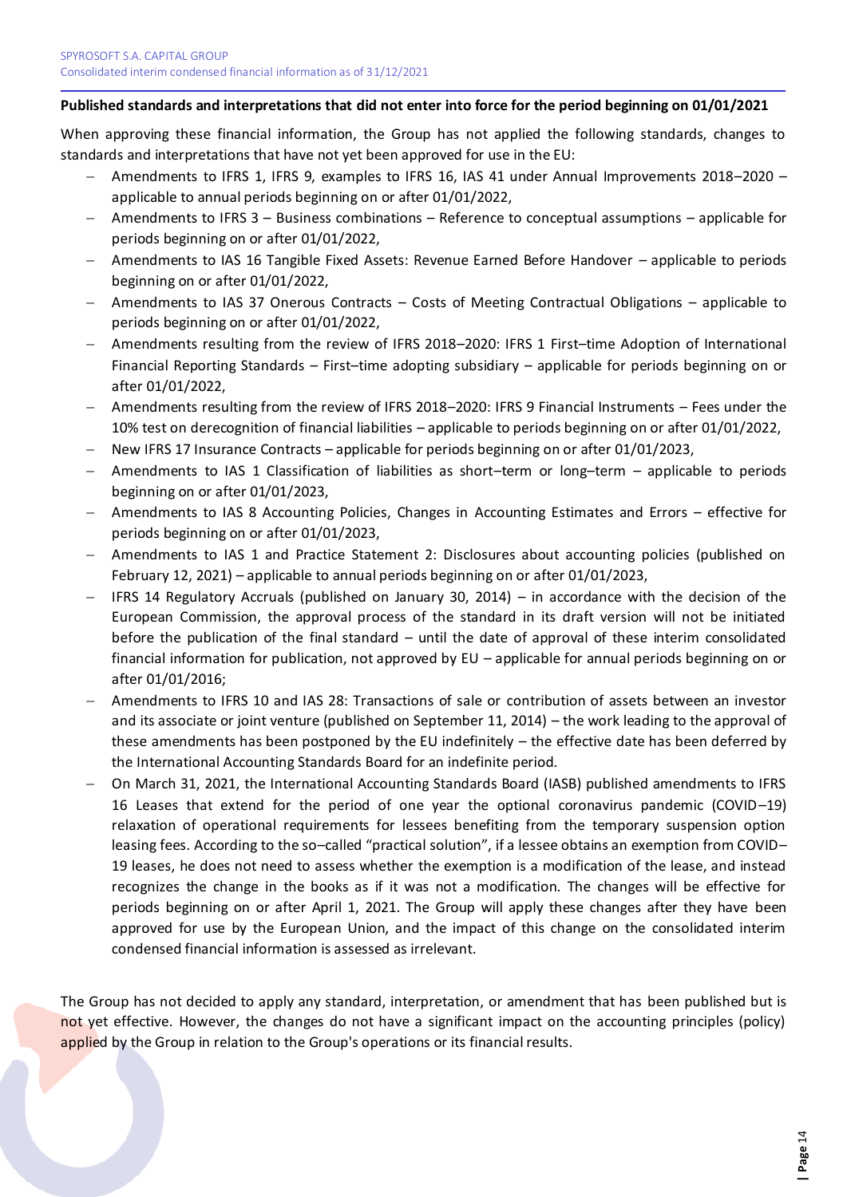**Published standards and interpretations that did not enter into force for the period beginning on 01/01/2021**

When approving these financial information, the Group has not applied the following standards, changes to standards and interpretations that have not yet been approved for use in the EU:

- Amendments to IFRS 1, IFRS 9, examples to IFRS 16, IAS 41 under Annual Improvements 2018–2020 – applicable to annual periods beginning on or after 01/01/2022,
- Amendments to IFRS 3 – Business combinations – Reference to conceptual assumptions – applicable for periods beginning on or after 01/01/2022,
- Amendments to IAS 16 Tangible Fixed Assets: Revenue Earned Before Handover – applicable to periods beginning on or after 01/01/2022,
- Amendments to IAS 37 Onerous Contracts – Costs of Meeting Contractual Obligations – applicable to periods beginning on or after 01/01/2022,
- Amendments resulting from the review of IFRS 2018–2020: IFRS 1 First–time Adoption of International Financial Reporting Standards – First–time adopting subsidiary – applicable for periods beginning on or after 01/01/2022,
- Amendments resulting from the review of IFRS 2018–2020: IFRS 9 Financial Instruments – Fees under the 10% test on derecognition of financial liabilities – applicable to periods beginning on or after 01/01/2022,
- New IFRS 17 Insurance Contracts – applicable for periods beginning on or after 01/01/2023,
- Amendments to IAS 1 Classification of liabilities as short–term or long–term – applicable to periods beginning on or after 01/01/2023,
- Amendments to IAS 8 Accounting Policies, Changes in Accounting Estimates and Errors – effective for periods beginning on or after 01/01/2023,
- Amendments to IAS 1 and Practice Statement 2: Disclosures about accounting policies (published on February 12, 2021) – applicable to annual periods beginning on or after 01/01/2023,
- IFRS 14 Regulatory Accruals (published on January 30, 2014) – in accordance with the decision of the European Commission, the approval process of the standard in its draft version will not be initiated before the publication of the final standard – until the date of approval of these interim consolidated financial information for publication, not approved by EU – applicable for annual periods beginning on or after 01/01/2016;
- Amendments to IFRS 10 and IAS 28: Transactions of sale or contribution of assets between an investor and its associate or joint venture (published on September 11, 2014) – the work leading to the approval of these amendments has been postponed by the EU indefinitely – the effective date has been deferred by the International Accounting Standards Board for an indefinite period.
- On March 31, 2021, the International Accounting Standards Board (IASB) published amendments to IFRS 16 Leases that extend for the period of one year the optional coronavirus pandemic (COVID–19) relaxation of operational requirements for lessees benefiting from the temporary suspension option leasing fees. According to the so–called "practical solution", if a lessee obtains an exemption from COVID–19 leases, he does not need to assess whether the exemption is a modification of the lease, and instead recognizes the change in the books as if it was not a modification. The changes will be effective for periods beginning on or after April 1, 2021. The Group will apply these changes after they have been approved for use by the European Union, and the impact of this change on the consolidated interim condensed financial information is assessed as irrelevant.

The Group has not decided to apply any standard, interpretation, or amendment that has been published but is not yet effective. However, the changes do not have a significant impact on the accounting principles (policy) applied by the Group in relation to the Group's operations or its financial results.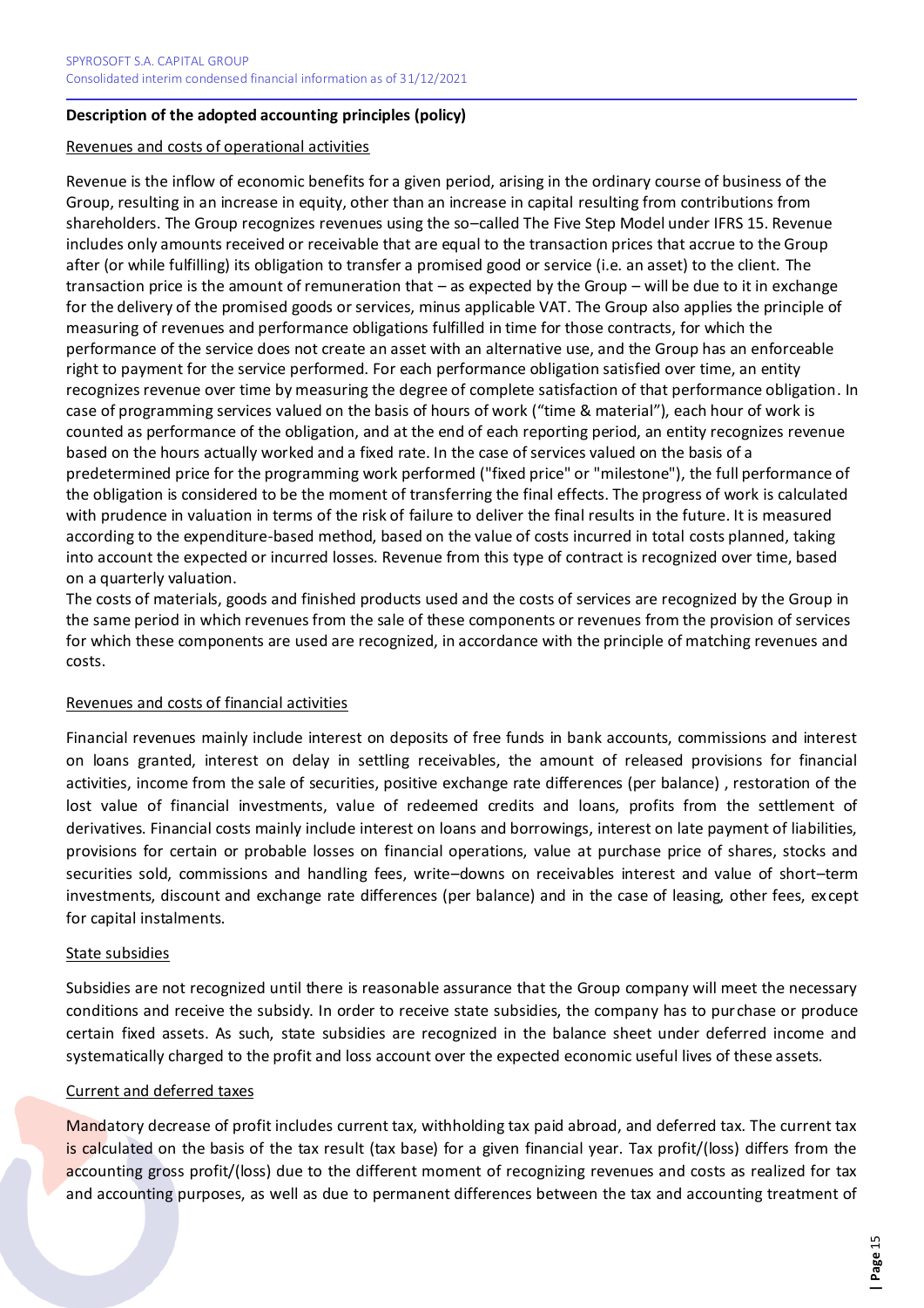**Description of the adopted accounting principles (policy)**

Revenues and costs of operational activities

Revenue is the inflow of economic benefits for a given period, arising in the ordinary course of business of the Group, resulting in an increase in equity, other than an increase in capital resulting from contributions from shareholders. The Group recognizes revenues using the so–called The Five Step Model under IFRS 15. Revenue includes only amounts received or receivable that are equal to the transaction prices that accrue to the Group after (or while fulfilling) its obligation to transfer a promised good or service (i.e. an asset) to the client. The transaction price is the amount of remuneration that – as expected by the Group – will be due to it in exchange for the delivery of the promised goods or services, minus applicable VAT. The Group also applies the principle of measuring of revenues and performance obligations fulfilled in time for those contracts, for which the performance of the service does not create an asset with an alternative use, and the Group has an enforceable right to payment for the service performed. For each performance obligation satisfied over time, an entity recognizes revenue over time by measuring the degree of complete satisfaction of that performance obligation. In case of programming services valued on the basis of hours of work ("time & material"), each hour of work is counted as performance of the obligation, and at the end of each reporting period, an entity recognizes revenue based on the hours actually worked and a fixed rate. In the case of services valued on the basis of a predetermined price for the programming work performed ("fixed price" or "milestone"), the full performance of the obligation is considered to be the moment of transferring the final effects. The progress of work is calculated with prudence in valuation in terms of the risk of failure to deliver the final results in the future. It is measured according to the expenditure-based method, based on the value of costs incurred in total costs planned, taking into account the expected or incurred losses. Revenue from this type of contract is recognized over time, based on a quarterly valuation.
The costs of materials, goods and finished products used and the costs of services are recognized by the Group in the same period in which revenues from the sale of these components or revenues from the provision of services for which these components are used are recognized, in accordance with the principle of matching revenues and costs.

Revenues and costs of financial activities

Financial revenues mainly include interest on deposits of free funds in bank accounts, commissions and interest on loans granted, interest on delay in settling receivables, the amount of released provisions for financial activities, income from the sale of securities, positive exchange rate differences (per balance) , restoration of the lost value of financial investments, value of redeemed credits and loans, profits from the settlement of derivatives. Financial costs mainly include interest on loans and borrowings, interest on late payment of liabilities, provisions for certain or probable losses on financial operations, value at purchase price of shares, stocks and securities sold, commissions and handling fees, write–downs on receivables interest and value of short–term investments, discount and exchange rate differences (per balance) and in the case of leasing, other fees, except for capital instalments.

State subsidies

Subsidies are not recognized until there is reasonable assurance that the Group company will meet the necessary conditions and receive the subsidy. In order to receive state subsidies, the company has to purchase or produce certain fixed assets. As such, state subsidies are recognized in the balance sheet under deferred income and systematically charged to the profit and loss account over the expected economic useful lives of these assets.

Current and deferred taxes

Mandatory decrease of profit includes current tax, withholding tax paid abroad, and deferred tax. The current tax is calculated on the basis of the tax result (tax base) for a given financial year. Tax profit/(loss) differs from the accounting gross profit/(loss) due to the different moment of recognizing revenues and costs as realized for tax and accounting purposes, as well as due to permanent differences between the tax and accounting treatment of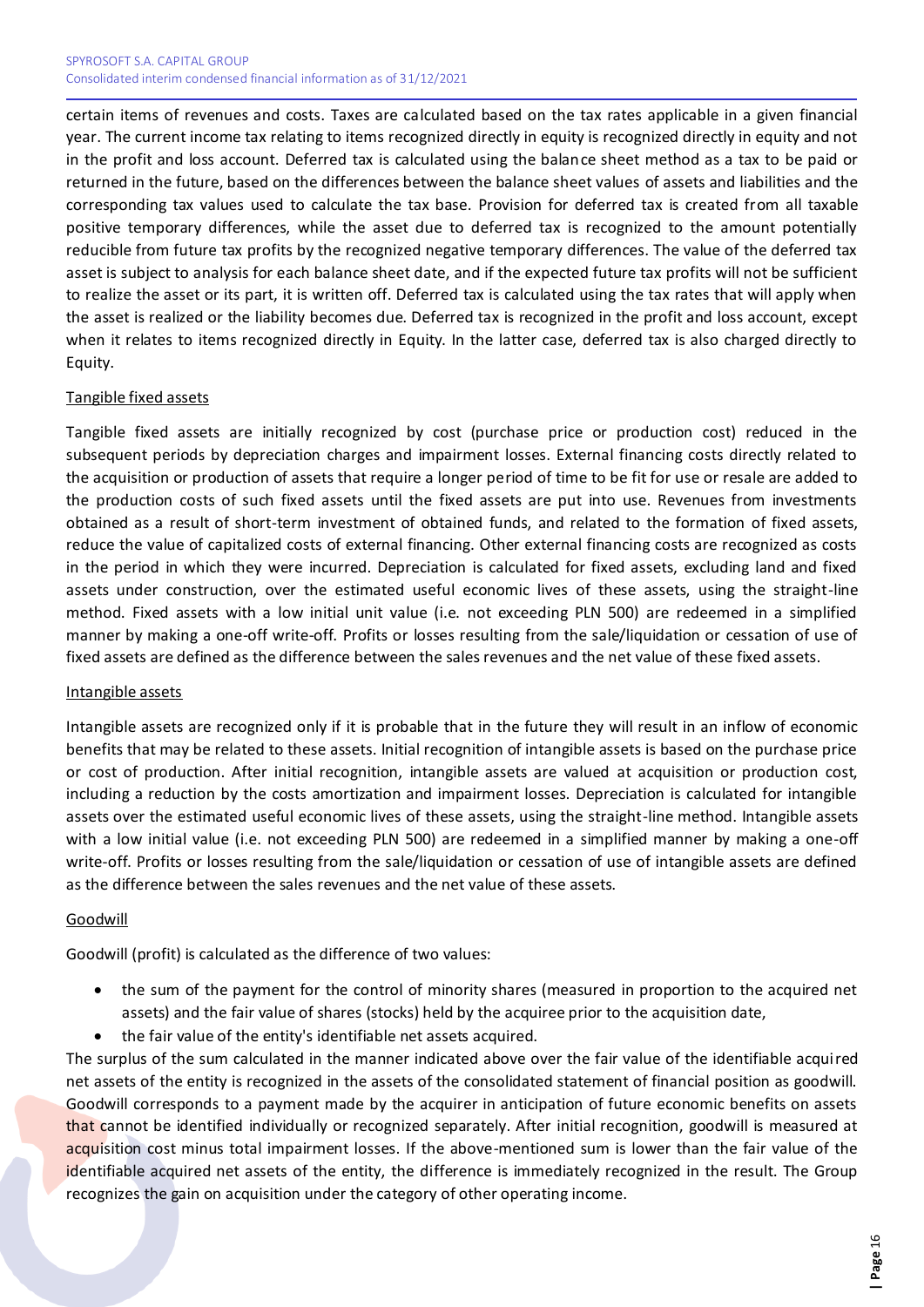certain items of revenues and costs. Taxes are calculated based on the tax rates applicable in a given financial year. The current income tax relating to items recognized directly in equity is recognized directly in equity and not in the profit and loss account. Deferred tax is calculated using the balance sheet method as a tax to be paid or returned in the future, based on the differences between the balance sheet values of assets and liabilities and the corresponding tax values used to calculate the tax base. Provision for deferred tax is created from all taxable positive temporary differences, while the asset due to deferred tax is recognized to the amount potentially reducible from future tax profits by the recognized negative temporary differences. The value of the deferred tax asset is subject to analysis for each balance sheet date, and if the expected future tax profits will not be sufficient to realize the asset or its part, it is written off. Deferred tax is calculated using the tax rates that will apply when the asset is realized or the liability becomes due. Deferred tax is recognized in the profit and loss account, except when it relates to items recognized directly in Equity. In the latter case, deferred tax is also charged directly to Equity.

Tangible fixed assets

Tangible fixed assets are initially recognized by cost (purchase price or production cost) reduced in the subsequent periods by depreciation charges and impairment losses. External financing costs directly related to the acquisition or production of assets that require a longer period of time to be fit for use or resale are added to the production costs of such fixed assets until the fixed assets are put into use. Revenues from investments obtained as a result of short-term investment of obtained funds, and related to the formation of fixed assets, reduce the value of capitalized costs of external financing. Other external financing costs are recognized as costs in the period in which they were incurred. Depreciation is calculated for fixed assets, excluding land and fixed assets under construction, over the estimated useful economic lives of these assets, using the straight-line method. Fixed assets with a low initial unit value (i.e. not exceeding PLN 500) are redeemed in a simplified manner by making a one-off write-off. Profits or losses resulting from the sale/liquidation or cessation of use of fixed assets are defined as the difference between the sales revenues and the net value of these fixed assets.

Intangible assets

Intangible assets are recognized only if it is probable that in the future they will result in an inflow of economic benefits that may be related to these assets. Initial recognition of intangible assets is based on the purchase price or cost of production. After initial recognition, intangible assets are valued at acquisition or production cost, including a reduction by the costs amortization and impairment losses. Depreciation is calculated for intangible assets over the estimated useful economic lives of these assets, using the straight-line method. Intangible assets with a low initial value (i.e. not exceeding PLN 500) are redeemed in a simplified manner by making a one-off write-off. Profits or losses resulting from the sale/liquidation or cessation of use of intangible assets are defined as the difference between the sales revenues and the net value of these assets.

Goodwill

Goodwill (profit) is calculated as the difference of two values:

- the sum of the payment for the control of minority shares (measured in proportion to the acquired net assets) and the fair value of shares (stocks) held by the acquiree prior to the acquisition date,
- the fair value of the entity's identifiable net assets acquired.

The surplus of the sum calculated in the manner indicated above over the fair value of the identifiable acquired net assets of the entity is recognized in the assets of the consolidated statement of financial position as goodwill. Goodwill corresponds to a payment made by the acquirer in anticipation of future economic benefits on assets that cannot be identified individually or recognized separately. After initial recognition, goodwill is measured at acquisition cost minus total impairment losses. If the above-mentioned sum is lower than the fair value of the identifiable acquired net assets of the entity, the difference is immediately recognized in the result. The Group recognizes the gain on acquisition under the category of other operating income.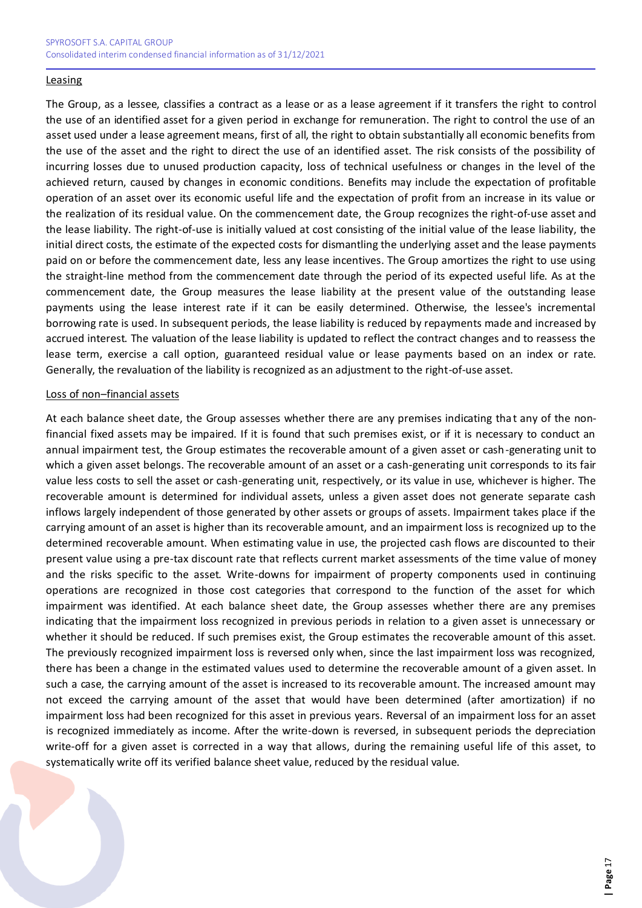<u>Leasing</u>

The Group, as a lessee, classifies a contract as a lease or as a lease agreement if it transfers the right to control the use of an identified asset for a given period in exchange for remuneration. The right to control the use of an asset used under a lease agreement means, first of all, the right to obtain substantially all economic benefits from the use of the asset and the right to direct the use of an identified asset. The risk consists of the possibility of incurring losses due to unused production capacity, loss of technical usefulness or changes in the level of the achieved return, caused by changes in economic conditions. Benefits may include the expectation of profitable operation of an asset over its economic useful life and the expectation of profit from an increase in its value or the realization of its residual value. On the commencement date, the Group recognizes the right-of-use asset and the lease liability. The right-of-use is initially valued at cost consisting of the initial value of the lease liability, the initial direct costs, the estimate of the expected costs for dismantling the underlying asset and the lease payments paid on or before the commencement date, less any lease incentives. The Group amortizes the right to use using the straight-line method from the commencement date through the period of its expected useful life. As at the commencement date, the Group measures the lease liability at the present value of the outstanding lease payments using the lease interest rate if it can be easily determined. Otherwise, the lessee's incremental borrowing rate is used. In subsequent periods, the lease liability is reduced by repayments made and increased by accrued interest. The valuation of the lease liability is updated to reflect the contract changes and to reassess the lease term, exercise a call option, guaranteed residual value or lease payments based on an index or rate. Generally, the revaluation of the liability is recognized as an adjustment to the right-of-use asset.

<u>Loss of non–financial assets</u>

At each balance sheet date, the Group assesses whether there are any premises indicating that any of the non-financial fixed assets may be impaired. If it is found that such premises exist, or if it is necessary to conduct an annual impairment test, the Group estimates the recoverable amount of a given asset or cash-generating unit to which a given asset belongs. The recoverable amount of an asset or a cash-generating unit corresponds to its fair value less costs to sell the asset or cash-generating unit, respectively, or its value in use, whichever is higher. The recoverable amount is determined for individual assets, unless a given asset does not generate separate cash inflows largely independent of those generated by other assets or groups of assets. Impairment takes place if the carrying amount of an asset is higher than its recoverable amount, and an impairment loss is recognized up to the determined recoverable amount. When estimating value in use, the projected cash flows are discounted to their present value using a pre-tax discount rate that reflects current market assessments of the time value of money and the risks specific to the asset. Write-downs for impairment of property components used in continuing operations are recognized in those cost categories that correspond to the function of the asset for which impairment was identified. At each balance sheet date, the Group assesses whether there are any premises indicating that the impairment loss recognized in previous periods in relation to a given asset is unnecessary or whether it should be reduced. If such premises exist, the Group estimates the recoverable amount of this asset. The previously recognized impairment loss is reversed only when, since the last impairment loss was recognized, there has been a change in the estimated values used to determine the recoverable amount of a given asset. In such a case, the carrying amount of the asset is increased to its recoverable amount. The increased amount may not exceed the carrying amount of the asset that would have been determined (after amortization) if no impairment loss had been recognized for this asset in previous years. Reversal of an impairment loss for an asset is recognized immediately as income. After the write-down is reversed, in subsequent periods the depreciation write-off for a given asset is corrected in a way that allows, during the remaining useful life of this asset, to systematically write off its verified balance sheet value, reduced by the residual value.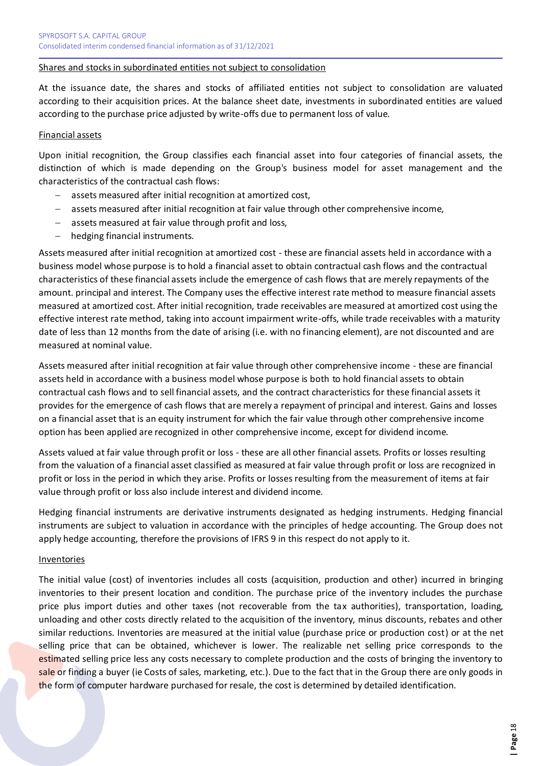Shares and stocks in subordinated entities not subject to consolidation

At the issuance date, the shares and stocks of affiliated entities not subject to consolidation are valuated according to their acquisition prices. At the balance sheet date, investments in subordinated entities are valued according to the purchase price adjusted by write-offs due to permanent loss of value.

Financial assets

Upon initial recognition, the Group classifies each financial asset into four categories of financial assets, the distinction of which is made depending on the Group's business model for asset management and the characteristics of the contractual cash flows:

- assets measured after initial recognition at amortized cost,
- assets measured after initial recognition at fair value through other comprehensive income,
- assets measured at fair value through profit and loss,
- hedging financial instruments.

Assets measured after initial recognition at amortized cost - these are financial assets held in accordance with a business model whose purpose is to hold a financial asset to obtain contractual cash flows and the contractual characteristics of these financial assets include the emergence of cash flows that are merely repayments of the amount. principal and interest. The Company uses the effective interest rate method to measure financial assets measured at amortized cost. After initial recognition, trade receivables are measured at amortized cost using the effective interest rate method, taking into account impairment write-offs, while trade receivables with a maturity date of less than 12 months from the date of arising (i.e. with no financing element), are not discounted and are measured at nominal value.

Assets measured after initial recognition at fair value through other comprehensive income - these are financial assets held in accordance with a business model whose purpose is both to hold financial assets to obtain contractual cash flows and to sell financial assets, and the contract characteristics for these financial assets it provides for the emergence of cash flows that are merely a repayment of principal and interest. Gains and losses on a financial asset that is an equity instrument for which the fair value through other comprehensive income option has been applied are recognized in other comprehensive income, except for dividend income.

Assets valued at fair value through profit or loss - these are all other financial assets. Profits or losses resulting from the valuation of a financial asset classified as measured at fair value through profit or loss are recognized in profit or loss in the period in which they arise. Profits or losses resulting from the measurement of items at fair value through profit or loss also include interest and dividend income.

Hedging financial instruments are derivative instruments designated as hedging instruments. Hedging financial instruments are subject to valuation in accordance with the principles of hedge accounting. The Group does not apply hedge accounting, therefore the provisions of IFRS 9 in this respect do not apply to it.

Inventories

The initial value (cost) of inventories includes all costs (acquisition, production and other) incurred in bringing inventories to their present location and condition. The purchase price of the inventory includes the purchase price plus import duties and other taxes (not recoverable from the tax authorities), transportation, loading, unloading and other costs directly related to the acquisition of the inventory, minus discounts, rebates and other similar reductions. Inventories are measured at the initial value (purchase price or production cost) or at the net selling price that can be obtained, whichever is lower. The realizable net selling price corresponds to the estimated selling price less any costs necessary to complete production and the costs of bringing the inventory to sale or finding a buyer (ie Costs of sales, marketing, etc.). Due to the fact that in the Group there are only goods in the form of computer hardware purchased for resale, the cost is determined by detailed identification.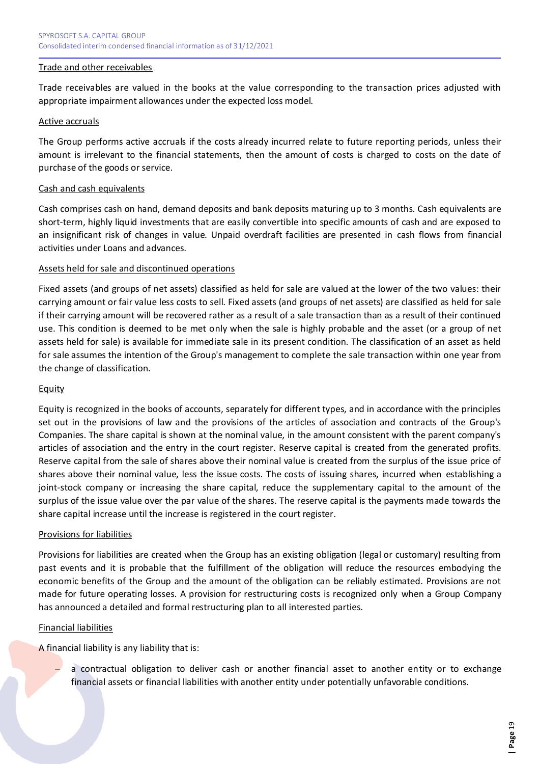Trade and other receivables

Trade receivables are valued in the books at the value corresponding to the transaction prices adjusted with appropriate impairment allowances under the expected loss model.

Active accruals

The Group performs active accruals if the costs already incurred relate to future reporting periods, unless their amount is irrelevant to the financial statements, then the amount of costs is charged to costs on the date of purchase of the goods or service.

Cash and cash equivalents

Cash comprises cash on hand, demand deposits and bank deposits maturing up to 3 months. Cash equivalents are short-term, highly liquid investments that are easily convertible into specific amounts of cash and are exposed to an insignificant risk of changes in value. Unpaid overdraft facilities are presented in cash flows from financial activities under Loans and advances.

Assets held for sale and discontinued operations

Fixed assets (and groups of net assets) classified as held for sale are valued at the lower of the two values: their carrying amount or fair value less costs to sell. Fixed assets (and groups of net assets) are classified as held for sale if their carrying amount will be recovered rather as a result of a sale transaction than as a result of their continued use. This condition is deemed to be met only when the sale is highly probable and the asset (or a group of net assets held for sale) is available for immediate sale in its present condition. The classification of an asset as held for sale assumes the intention of the Group's management to complete the sale transaction within one year from the change of classification.

Equity

Equity is recognized in the books of accounts, separately for different types, and in accordance with the principles set out in the provisions of law and the provisions of the articles of association and contracts of the Group's Companies. The share capital is shown at the nominal value, in the amount consistent with the parent company's articles of association and the entry in the court register. Reserve capital is created from the generated profits. Reserve capital from the sale of shares above their nominal value is created from the surplus of the issue price of shares above their nominal value, less the issue costs. The costs of issuing shares, incurred when establishing a joint-stock company or increasing the share capital, reduce the supplementary capital to the amount of the surplus of the issue value over the par value of the shares. The reserve capital is the payments made towards the share capital increase until the increase is registered in the court register.

Provisions for liabilities

Provisions for liabilities are created when the Group has an existing obligation (legal or customary) resulting from past events and it is probable that the fulfillment of the obligation will reduce the resources embodying the economic benefits of the Group and the amount of the obligation can be reliably estimated. Provisions are not made for future operating losses. A provision for restructuring costs is recognized only when a Group Company has announced a detailed and formal restructuring plan to all interested parties.

Financial liabilities

A financial liability is any liability that is:

- a contractual obligation to deliver cash or another financial asset to another entity or to exchange financial assets or financial liabilities with another entity under potentially unfavorable conditions.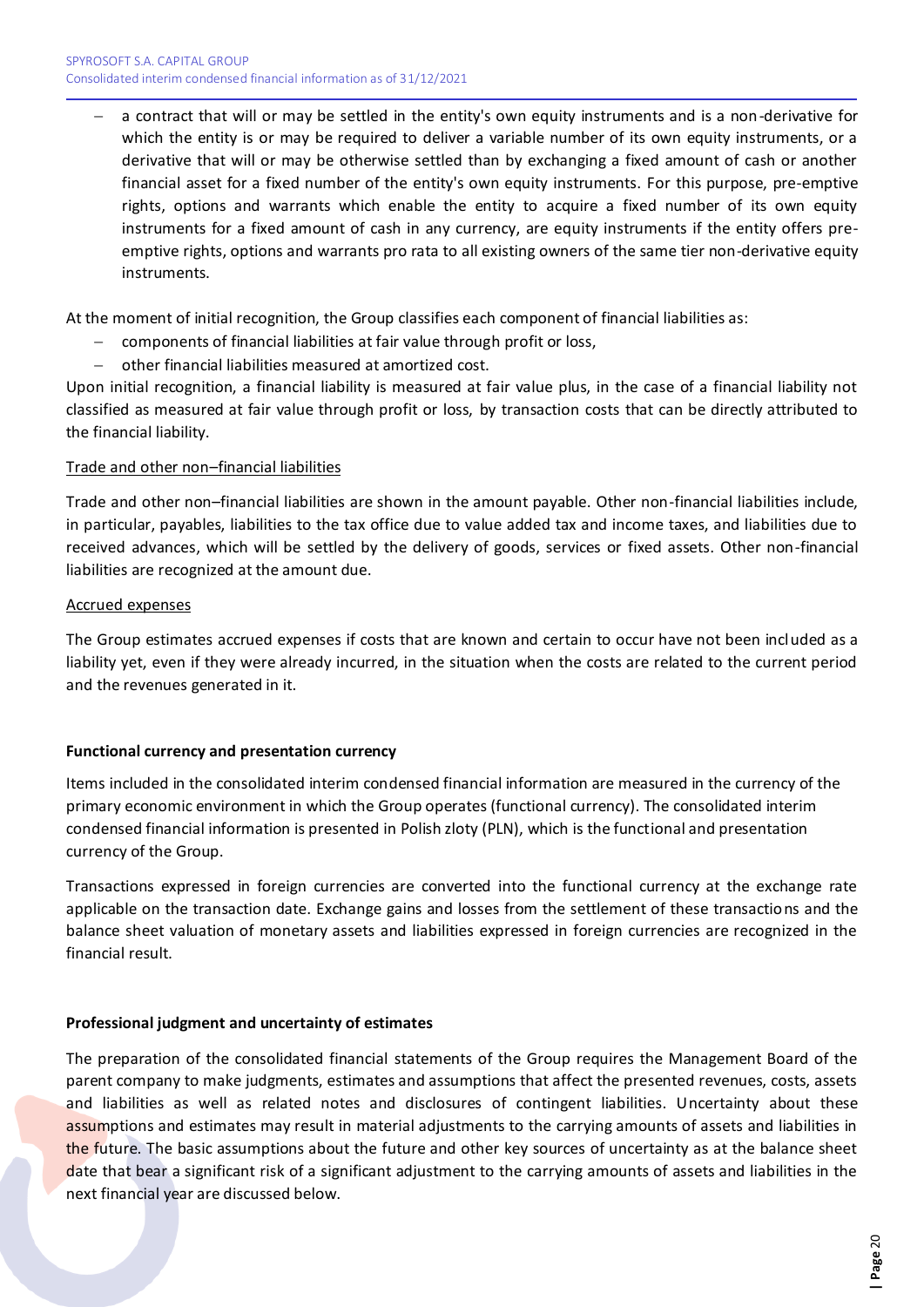- a contract that will or may be settled in the entity's own equity instruments and is a non-derivative for which the entity is or may be required to deliver a variable number of its own equity instruments, or a derivative that will or may be otherwise settled than by exchanging a fixed amount of cash or another financial asset for a fixed number of the entity's own equity instruments. For this purpose, pre-emptive rights, options and warrants which enable the entity to acquire a fixed number of its own equity instruments for a fixed amount of cash in any currency, are equity instruments if the entity offers pre-emptive rights, options and warrants pro rata to all existing owners of the same tier non-derivative equity instruments.

At the moment of initial recognition, the Group classifies each component of financial liabilities as:

- components of financial liabilities at fair value through profit or loss,
- other financial liabilities measured at amortized cost.

Upon initial recognition, a financial liability is measured at fair value plus, in the case of a financial liability not classified as measured at fair value through profit or loss, by transaction costs that can be directly attributed to the financial liability.

Trade and other non–financial liabilities

Trade and other non–financial liabilities are shown in the amount payable. Other non-financial liabilities include, in particular, payables, liabilities to the tax office due to value added tax and income taxes, and liabilities due to received advances, which will be settled by the delivery of goods, services or fixed assets. Other non-financial liabilities are recognized at the amount due.

Accrued expenses

The Group estimates accrued expenses if costs that are known and certain to occur have not been included as a liability yet, even if they were already incurred, in the situation when the costs are related to the current period and the revenues generated in it.

**Functional currency and presentation currency**

Items included in the consolidated interim condensed financial information are measured in the currency of the primary economic environment in which the Group operates (functional currency). The consolidated interim condensed financial information is presented in Polish zloty (PLN), which is the functional and presentation currency of the Group.

Transactions expressed in foreign currencies are converted into the functional currency at the exchange rate applicable on the transaction date. Exchange gains and losses from the settlement of these transactions and the balance sheet valuation of monetary assets and liabilities expressed in foreign currencies are recognized in the financial result.

**Professional judgment and uncertainty of estimates**

The preparation of the consolidated financial statements of the Group requires the Management Board of the parent company to make judgments, estimates and assumptions that affect the presented revenues, costs, assets and liabilities as well as related notes and disclosures of contingent liabilities. Uncertainty about these assumptions and estimates may result in material adjustments to the carrying amounts of assets and liabilities in the future. The basic assumptions about the future and other key sources of uncertainty as at the balance sheet date that bear a significant risk of a significant adjustment to the carrying amounts of assets and liabilities in the next financial year are discussed below.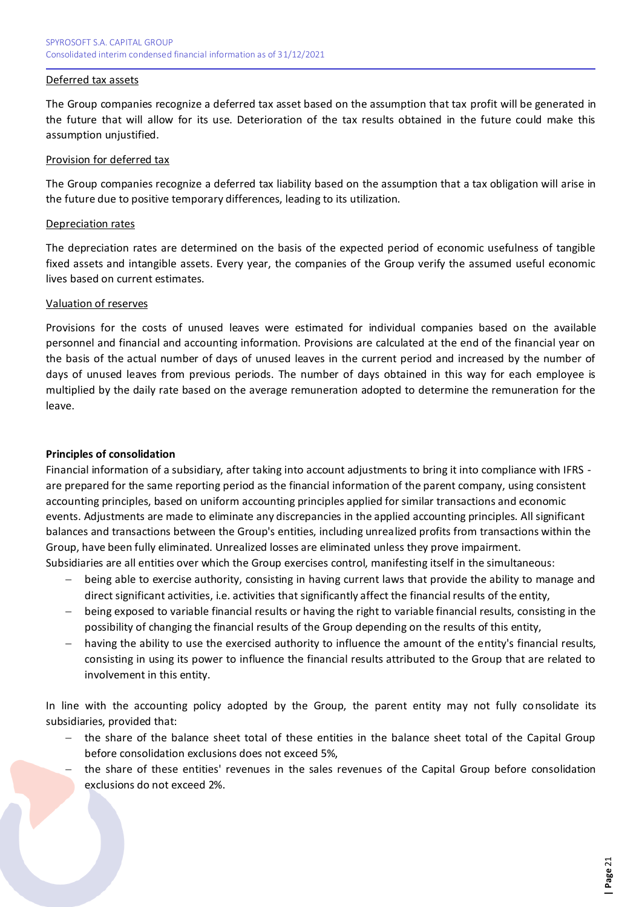<u>Deferred tax assets</u>

The Group companies recognize a deferred tax asset based on the assumption that tax profit will be generated in the future that will allow for its use. Deterioration of the tax results obtained in the future could make this assumption unjustified.

<u>Provision for deferred tax</u>

The Group companies recognize a deferred tax liability based on the assumption that a tax obligation will arise in the future due to positive temporary differences, leading to its utilization.

<u>Depreciation rates</u>

The depreciation rates are determined on the basis of the expected period of economic usefulness of tangible fixed assets and intangible assets. Every year, the companies of the Group verify the assumed useful economic lives based on current estimates.

<u>Valuation of reserves</u>

Provisions for the costs of unused leaves were estimated for individual companies based on the available personnel and financial and accounting information. Provisions are calculated at the end of the financial year on the basis of the actual number of days of unused leaves in the current period and increased by the number of days of unused leaves from previous periods. The number of days obtained in this way for each employee is multiplied by the daily rate based on the average remuneration adopted to determine the remuneration for the leave.

**Principles of consolidation**

Financial information of a subsidiary, after taking into account adjustments to bring it into compliance with IFRS - are prepared for the same reporting period as the financial information of the parent company, using consistent accounting principles, based on uniform accounting principles applied for similar transactions and economic events. Adjustments are made to eliminate any discrepancies in the applied accounting principles. All significant balances and transactions between the Group's entities, including unrealized profits from transactions within the Group, have been fully eliminated. Unrealized losses are eliminated unless they prove impairment.
Subsidiaries are all entities over which the Group exercises control, manifesting itself in the simultaneous:

- being able to exercise authority, consisting in having current laws that provide the ability to manage and direct significant activities, i.e. activities that significantly affect the financial results of the entity,
- being exposed to variable financial results or having the right to variable financial results, consisting in the possibility of changing the financial results of the Group depending on the results of this entity,
- having the ability to use the exercised authority to influence the amount of the entity's financial results, consisting in using its power to influence the financial results attributed to the Group that are related to involvement in this entity.

In line with the accounting policy adopted by the Group, the parent entity may not fully consolidate its subsidiaries, provided that:

- the share of the balance sheet total of these entities in the balance sheet total of the Capital Group before consolidation exclusions does not exceed 5%,
- the share of these entities' revenues in the sales revenues of the Capital Group before consolidation exclusions do not exceed 2%.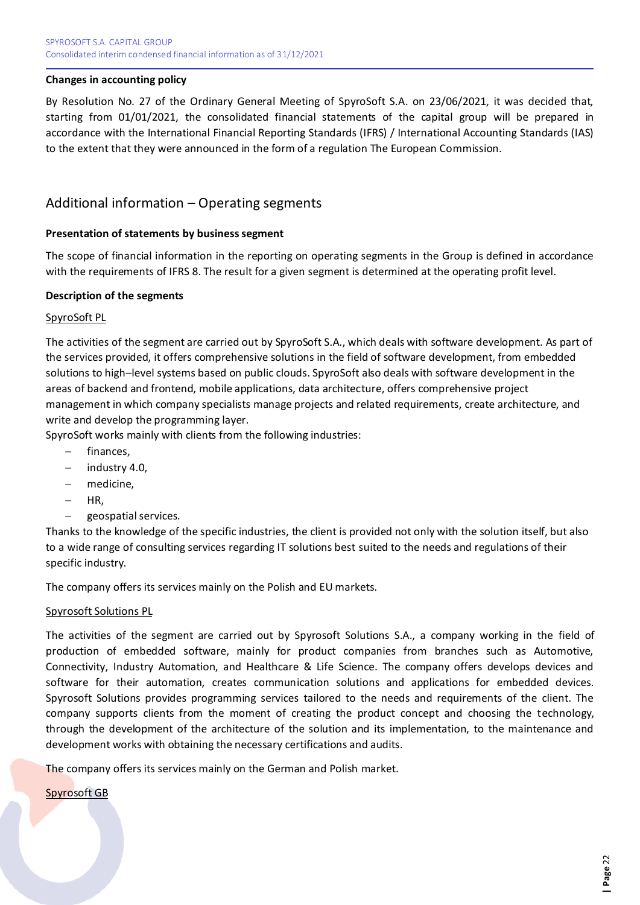**Changes in accounting policy**

By Resolution No. 27 of the Ordinary General Meeting of SpyroSoft S.A. on 23/06/2021, it was decided that, starting from 01/01/2021, the consolidated financial statements of the capital group will be prepared in accordance with the International Financial Reporting Standards (IFRS) / International Accounting Standards (IAS) to the extent that they were announced in the form of a regulation The European Commission.

## Additional information – Operating segments

**Presentation of statements by business segment**

The scope of financial information in the reporting on operating segments in the Group is defined in accordance with the requirements of IFRS 8. The result for a given segment is determined at the operating profit level.

**Description of the segments**

SpyroSoft PL

The activities of the segment are carried out by SpyroSoft S.A., which deals with software development. As part of the services provided, it offers comprehensive solutions in the field of software development, from embedded solutions to high–level systems based on public clouds. SpyroSoft also deals with software development in the areas of backend and frontend, mobile applications, data architecture, offers comprehensive project management in which company specialists manage projects and related requirements, create architecture, and write and develop the programming layer.
SpyroSoft works mainly with clients from the following industries:

- finances,
- industry 4.0,
- medicine,
- HR,
- geospatial services.

Thanks to the knowledge of the specific industries, the client is provided not only with the solution itself, but also to a wide range of consulting services regarding IT solutions best suited to the needs and regulations of their specific industry.

The company offers its services mainly on the Polish and EU markets.

Spyrosoft Solutions PL

The activities of the segment are carried out by Spyrosoft Solutions S.A., a company working in the field of production of embedded software, mainly for product companies from branches such as Automotive, Connectivity, Industry Automation, and Healthcare & Life Science. The company offers develops devices and software for their automation, creates communication solutions and applications for embedded devices. Spyrosoft Solutions provides programming services tailored to the needs and requirements of the client. The company supports clients from the moment of creating the product concept and choosing the technology, through the development of the architecture of the solution and its implementation, to the maintenance and development works with obtaining the necessary certifications and audits.

The company offers its services mainly on the German and Polish market.

Spyrosoft GB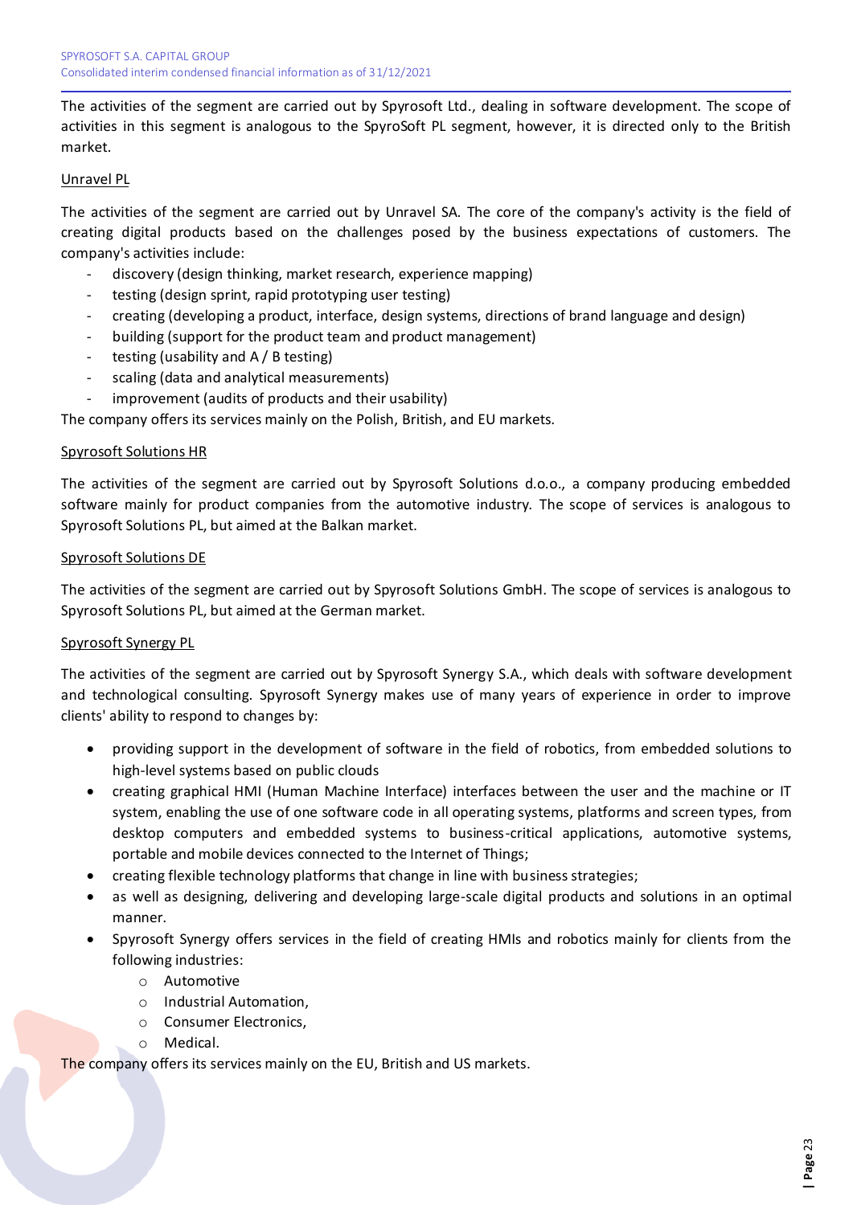The activities of the segment are carried out by Spyrosoft Ltd., dealing in software development. The scope of activities in this segment is analogous to the SpyroSoft PL segment, however, it is directed only to the British market.

Unravel PL

The activities of the segment are carried out by Unravel SA. The core of the company's activity is the field of creating digital products based on the challenges posed by the business expectations of customers. The company's activities include:

- discovery (design thinking, market research, experience mapping)
- testing (design sprint, rapid prototyping user testing)
- creating (developing a product, interface, design systems, directions of brand language and design)
- building (support for the product team and product management)
- testing (usability and A / B testing)
- scaling (data and analytical measurements)
- improvement (audits of products and their usability)

The company offers its services mainly on the Polish, British, and EU markets.

Spyrosoft Solutions HR

The activities of the segment are carried out by Spyrosoft Solutions d.o.o., a company producing embedded software mainly for product companies from the automotive industry. The scope of services is analogous to Spyrosoft Solutions PL, but aimed at the Balkan market.

Spyrosoft Solutions DE

The activities of the segment are carried out by Spyrosoft Solutions GmbH. The scope of services is analogous to Spyrosoft Solutions PL, but aimed at the German market.

Spyrosoft Synergy PL

The activities of the segment are carried out by Spyrosoft Synergy S.A., which deals with software development and technological consulting. Spyrosoft Synergy makes use of many years of experience in order to improve clients' ability to respond to changes by:

- providing support in the development of software in the field of robotics, from embedded solutions to high-level systems based on public clouds
- creating graphical HMI (Human Machine Interface) interfaces between the user and the machine or IT system, enabling the use of one software code in all operating systems, platforms and screen types, from desktop computers and embedded systems to business-critical applications, automotive systems, portable and mobile devices connected to the Internet of Things;
- creating flexible technology platforms that change in line with business strategies;
- as well as designing, delivering and developing large-scale digital products and solutions in an optimal manner.
- Spyrosoft Synergy offers services in the field of creating HMIs and robotics mainly for clients from the following industries:
    - Automotive
    - Industrial Automation,
    - Consumer Electronics,
    - Medical.

The company offers its services mainly on the EU, British and US markets.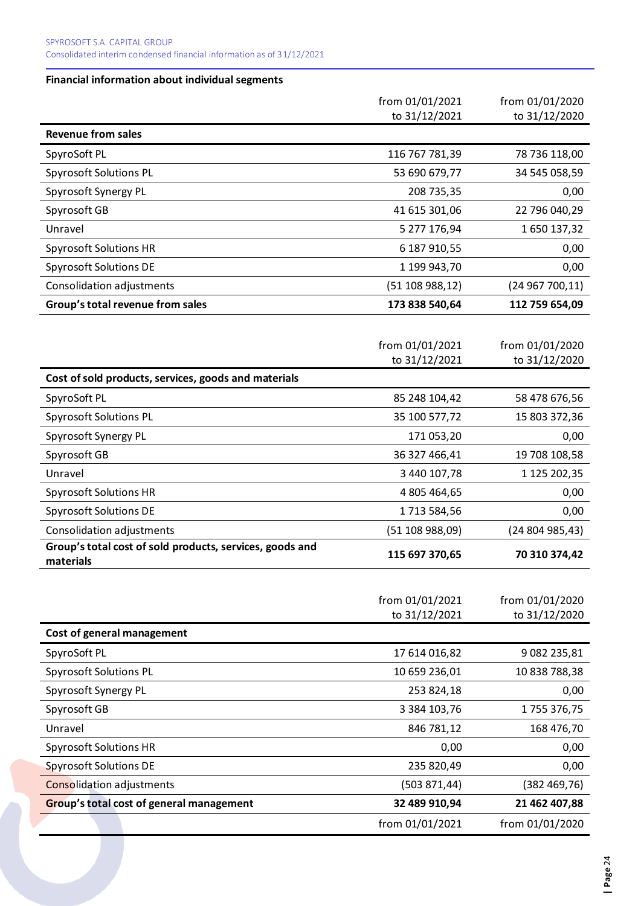### Financial information about individual segments

| | from 01/01/2021 to 31/12/2021 | from 01/01/2020 to 31/12/2020 |
|---|---|---|
| **Revenue from sales** | | |
| SpyroSoft PL | 116 767 781,39 | 78 736 118,00 |
| Spyrosoft Solutions PL | 53 690 679,77 | 34 545 058,59 |
| Spyrosoft Synergy PL | 208 735,35 | 0,00 |
| Spyrosoft GB | 41 615 301,06 | 22 796 040,29 |
| Unravel | 5 277 176,94 | 1 650 137,32 |
| Spyrosoft Solutions HR | 6 187 910,55 | 0,00 |
| Spyrosoft Solutions DE | 1 199 943,70 | 0,00 |
| Consolidation adjustments | (51 108 988,12) | (24 967 700,11) |
| **Group's total revenue from sales** | **173 838 540,64** | **112 759 654,09** |

| | from 01/01/2021 to 31/12/2021 | from 01/01/2020 to 31/12/2020 |
|---|---|---|
| **Cost of sold products, services, goods and materials** | | |
| SpyroSoft PL | 85 248 104,42 | 58 478 676,56 |
| Spyrosoft Solutions PL | 35 100 577,72 | 15 803 372,36 |
| Spyrosoft Synergy PL | 171 053,20 | 0,00 |
| Spyrosoft GB | 36 327 466,41 | 19 708 108,58 |
| Unravel | 3 440 107,78 | 1 125 202,35 |
| Spyrosoft Solutions HR | 4 805 464,65 | 0,00 |
| Spyrosoft Solutions DE | 1 713 584,56 | 0,00 |
| Consolidation adjustments | (51 108 988,09) | (24 804 985,43) |
| **Group's total cost of sold products, services, goods and materials** | **115 697 370,65** | **70 310 374,42** |

| | from 01/01/2021 to 31/12/2021 | from 01/01/2020 to 31/12/2020 |
|---|---|---|
| **Cost of general management** | | |
| SpyroSoft PL | 17 614 016,82 | 9 082 235,81 |
| Spyrosoft Solutions PL | 10 659 236,01 | 10 838 788,38 |
| Spyrosoft Synergy PL | 253 824,18 | 0,00 |
| Spyrosoft GB | 3 384 103,76 | 1 755 376,75 |
| Unravel | 846 781,12 | 168 476,70 |
| Spyrosoft Solutions HR | 0,00 | 0,00 |
| Spyrosoft Solutions DE | 235 820,49 | 0,00 |
| Consolidation adjustments | (503 871,44) | (382 469,76) |
| **Group's total cost of general management** | **32 489 910,94** | **21 462 407,88** |

| | from 01/01/2021 | from 01/01/2020 |
|---|---|---|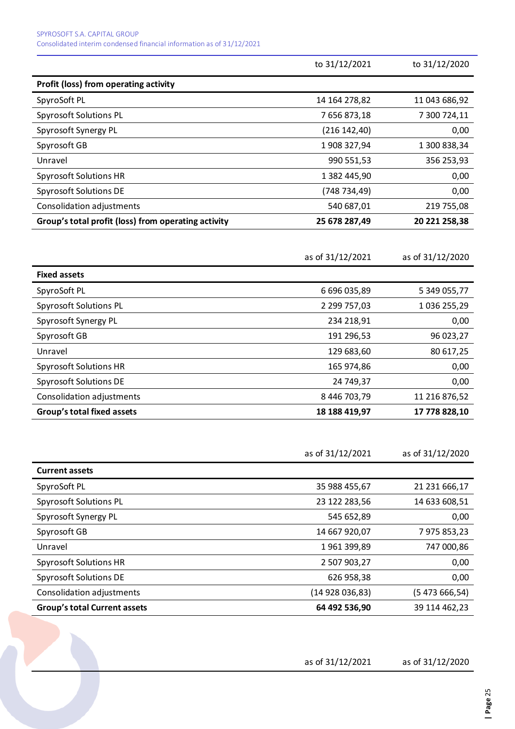| | to 31/12/2021 | to 31/12/2020 |
|---|---|---|
| **Profit (loss) from operating activity** | | |
| SpyroSoft PL | 14 164 278,82 | 11 043 686,92 |
| Spyrosoft Solutions PL | 7 656 873,18 | 7 300 724,11 |
| Spyrosoft Synergy PL | (216 142,40) | 0,00 |
| Spyrosoft GB | 1 908 327,94 | 1 300 838,34 |
| Unravel | 990 551,53 | 356 253,93 |
| Spyrosoft Solutions HR | 1 382 445,90 | 0,00 |
| Spyrosoft Solutions DE | (748 734,49) | 0,00 |
| Consolidation adjustments | 540 687,01 | 219 755,08 |
| **Group's total profit (loss) from operating activity** | **25 678 287,49** | **20 221 258,38** |

| | as of 31/12/2021 | as of 31/12/2020 |
|---|---|---|
| **Fixed assets** | | |
| SpyroSoft PL | 6 696 035,89 | 5 349 055,77 |
| Spyrosoft Solutions PL | 2 299 757,03 | 1 036 255,29 |
| Spyrosoft Synergy PL | 234 218,91 | 0,00 |
| Spyrosoft GB | 191 296,53 | 96 023,27 |
| Unravel | 129 683,60 | 80 617,25 |
| Spyrosoft Solutions HR | 165 974,86 | 0,00 |
| Spyrosoft Solutions DE | 24 749,37 | 0,00 |
| Consolidation adjustments | 8 446 703,79 | 11 216 876,52 |
| **Group's total fixed assets** | **18 188 419,97** | **17 778 828,10** |

| | as of 31/12/2021 | as of 31/12/2020 |
|---|---|---|
| **Current assets** | | |
| SpyroSoft PL | 35 988 455,67 | 21 231 666,17 |
| Spyrosoft Solutions PL | 23 122 283,56 | 14 633 608,51 |
| Spyrosoft Synergy PL | 545 652,89 | 0,00 |
| Spyrosoft GB | 14 667 920,07 | 7 975 853,23 |
| Unravel | 1 961 399,89 | 747 000,86 |
| Spyrosoft Solutions HR | 2 507 903,27 | 0,00 |
| Spyrosoft Solutions DE | 626 958,38 | 0,00 |
| Consolidation adjustments | (14 928 036,83) | (5 473 666,54) |
| **Group's total Current assets** | **64 492 536,90** | 39 114 462,23 |

| | as of 31/12/2021 | as of 31/12/2020 |
|---|---|---|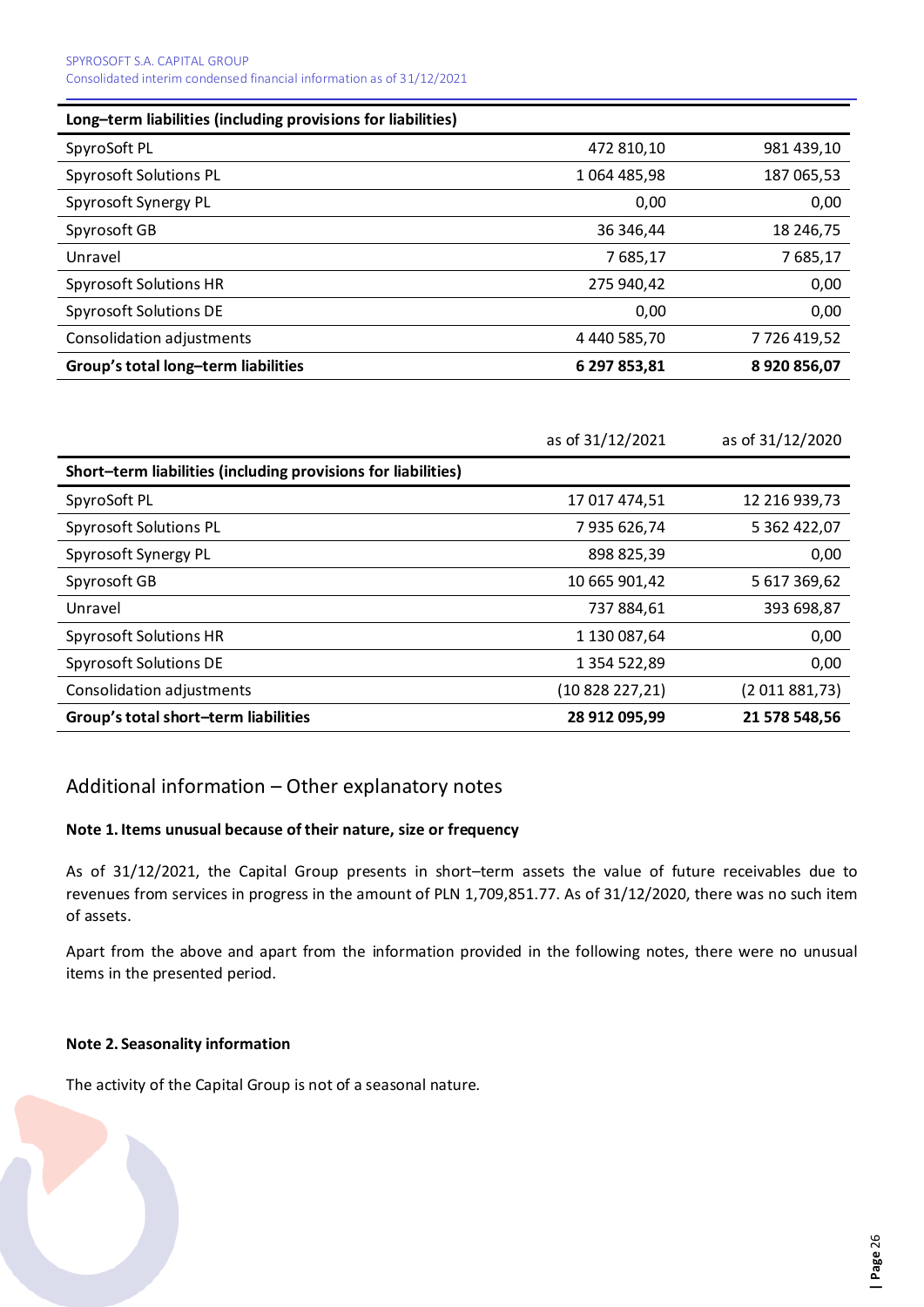| Long–term liabilities (including provisions for liabilities) | | |
|---|---|---|
| SpyroSoft PL | 472 810,10 | 981 439,10 |
| Spyrosoft Solutions PL | 1 064 485,98 | 187 065,53 |
| Spyrosoft Synergy PL | 0,00 | 0,00 |
| Spyrosoft GB | 36 346,44 | 18 246,75 |
| Unravel | 7 685,17 | 7 685,17 |
| Spyrosoft Solutions HR | 275 940,42 | 0,00 |
| Spyrosoft Solutions DE | 0,00 | 0,00 |
| Consolidation adjustments | 4 440 585,70 | 7 726 419,52 |
| **Group's total long–term liabilities** | **6 297 853,81** | **8 920 856,07** |

| | as of 31/12/2021 | as of 31/12/2020 |
|---|---|---|
| **Short–term liabilities (including provisions for liabilities)** | | |
| SpyroSoft PL | 17 017 474,51 | 12 216 939,73 |
| Spyrosoft Solutions PL | 7 935 626,74 | 5 362 422,07 |
| Spyrosoft Synergy PL | 898 825,39 | 0,00 |
| Spyrosoft GB | 10 665 901,42 | 5 617 369,62 |
| Unravel | 737 884,61 | 393 698,87 |
| Spyrosoft Solutions HR | 1 130 087,64 | 0,00 |
| Spyrosoft Solutions DE | 1 354 522,89 | 0,00 |
| Consolidation adjustments | (10 828 227,21) | (2 011 881,73) |
| **Group's total short–term liabilities** | **28 912 095,99** | **21 578 548,56** |

## Additional information – Other explanatory notes

**Note 1. Items unusual because of their nature, size or frequency**

As of 31/12/2021, the Capital Group presents in short–term assets the value of future receivables due to revenues from services in progress in the amount of PLN 1,709,851.77. As of 31/12/2020, there was no such item of assets.

Apart from the above and apart from the information provided in the following notes, there were no unusual items in the presented period.

**Note 2. Seasonality information**

The activity of the Capital Group is not of a seasonal nature.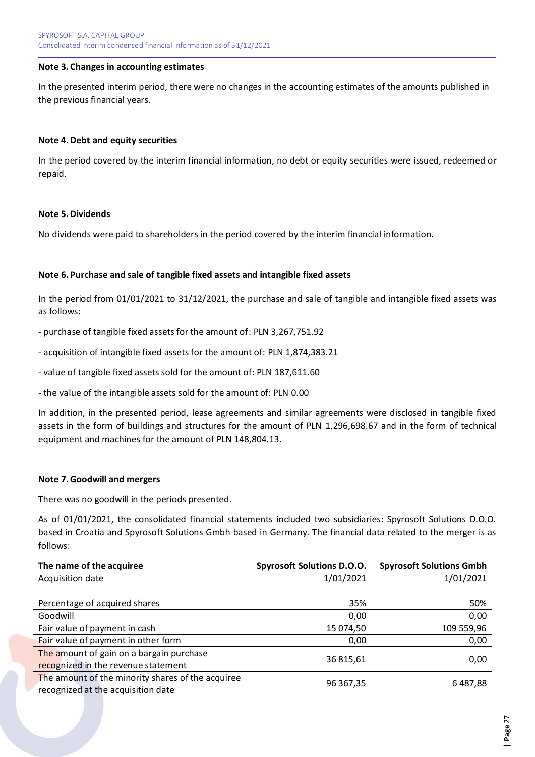### Note 3. Changes in accounting estimates

In the presented interim period, there were no changes in the accounting estimates of the amounts published in the previous financial years.

### Note 4. Debt and equity securities

In the period covered by the interim financial information, no debt or equity securities were issued, redeemed or repaid.

### Note 5. Dividends

No dividends were paid to shareholders in the period covered by the interim financial information.

### Note 6. Purchase and sale of tangible fixed assets and intangible fixed assets

In the period from 01/01/2021 to 31/12/2021, the purchase and sale of tangible and intangible fixed assets was as follows:

- purchase of tangible fixed assets for the amount of: PLN 3,267,751.92
- acquisition of intangible fixed assets for the amount of: PLN 1,874,383.21
- value of tangible fixed assets sold for the amount of: PLN 187,611.60
- the value of the intangible assets sold for the amount of: PLN 0.00

In addition, in the presented period, lease agreements and similar agreements were disclosed in tangible fixed assets in the form of buildings and structures for the amount of PLN 1,296,698.67 and in the form of technical equipment and machines for the amount of PLN 148,804.13.

### Note 7. Goodwill and mergers

There was no goodwill in the periods presented.

As of 01/01/2021, the consolidated financial statements included two subsidiaries: Spyrosoft Solutions D.O.O. based in Croatia and Spyrosoft Solutions Gmbh based in Germany. The financial data related to the merger is as follows:

| The name of the acquiree | Spyrosoft Solutions D.O.O. | Spyrosoft Solutions Gmbh |
|---|---|---|
| Acquisition date | 1/01/2021 | 1/01/2021 |
| Percentage of acquired shares | 35% | 50% |
| Goodwill | 0,00 | 0,00 |
| Fair value of payment in cash | 15 074,50 | 109 559,96 |
| Fair value of payment in other form | 0,00 | 0,00 |
| The amount of gain on a bargain purchase recognized in the revenue statement | 36 815,61 | 0,00 |
| The amount of the minority shares of the acquiree recognized at the acquisition date | 96 367,35 | 6 487,88 |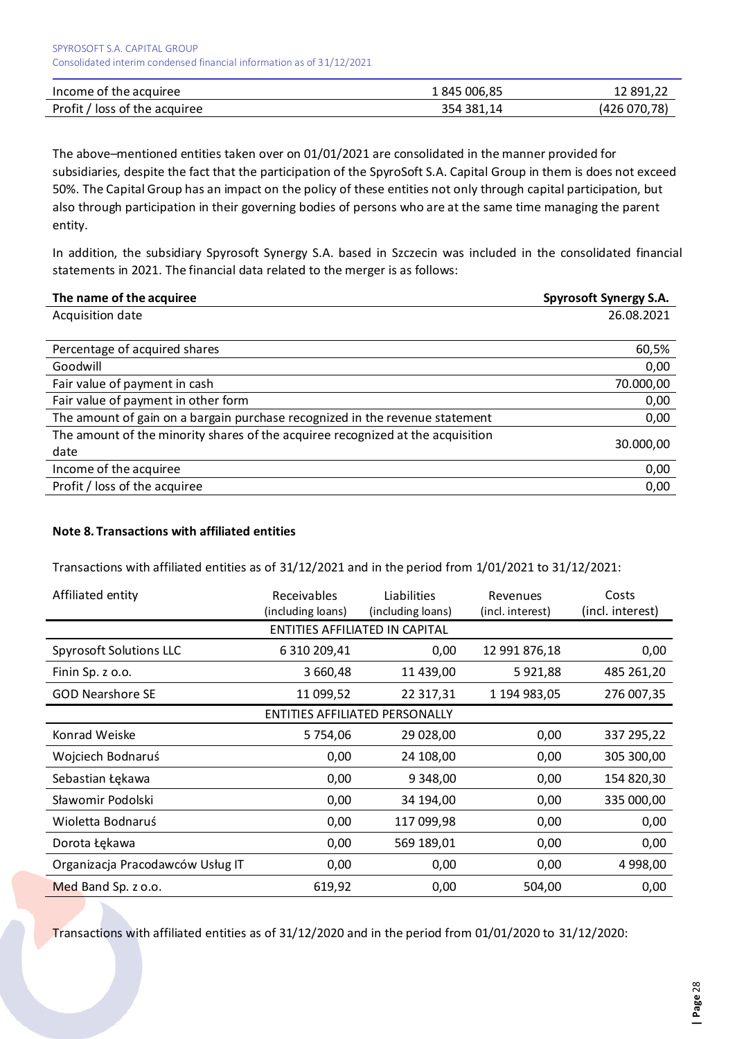| | | |
|---|---|---|
| Income of the acquiree | 1 845 006,85 | 12 891,22 |
| Profit / loss of the acquiree | 354 381,14 | (426 070,78) |

The above–mentioned entities taken over on 01/01/2021 are consolidated in the manner provided for subsidiaries, despite the fact that the participation of the SpyroSoft S.A. Capital Group in them is does not exceed 50%. The Capital Group has an impact on the policy of these entities not only through capital participation, but also through participation in their governing bodies of persons who are at the same time managing the parent entity.

In addition, the subsidiary Spyrosoft Synergy S.A. based in Szczecin was included in the consolidated financial statements in 2021. The financial data related to the merger is as follows:

| **The name of the acquiree** | **Spyrosoft Synergy S.A.** |
|---|---|
| Acquisition date | 26.08.2021 |
| Percentage of acquired shares | 60,5% |
| Goodwill | 0,00 |
| Fair value of payment in cash | 70.000,00 |
| Fair value of payment in other form | 0,00 |
| The amount of gain on a bargain purchase recognized in the revenue statement | 0,00 |
| The amount of the minority shares of the acquiree recognized at the acquisition date | 30.000,00 |
| Income of the acquiree | 0,00 |
| Profit / loss of the acquiree | 0,00 |

**Note 8. Transactions with affiliated entities**

Transactions with affiliated entities as of 31/12/2021 and in the period from 1/01/2021 to 31/12/2021:

| Affiliated entity | Receivables (including loans) | Liabilities (including loans) | Revenues (incl. interest) | Costs (incl. interest) |
|---|---|---|---|---|
| | ENTITIES AFFILIATED IN CAPITAL | | | |
| Spyrosoft Solutions LLC | 6 310 209,41 | 0,00 | 12 991 876,18 | 0,00 |
| Finin Sp. z o.o. | 3 660,48 | 11 439,00 | 5 921,88 | 485 261,20 |
| GOD Nearshore SE | 11 099,52 | 22 317,31 | 1 194 983,05 | 276 007,35 |
| | ENTITIES AFFILIATED PERSONALLY | | | |
| Konrad Weiske | 5 754,06 | 29 028,00 | 0,00 | 337 295,22 |
| Wojciech Bodnaruś | 0,00 | 24 108,00 | 0,00 | 305 300,00 |
| Sebastian Łękawa | 0,00 | 9 348,00 | 0,00 | 154 820,30 |
| Sławomir Podolski | 0,00 | 34 194,00 | 0,00 | 335 000,00 |
| Wioletta Bodnaruś | 0,00 | 117 099,98 | 0,00 | 0,00 |
| Dorota Łękawa | 0,00 | 569 189,01 | 0,00 | 0,00 |
| Organizacja Pracodawców Usług IT | 0,00 | 0,00 | 0,00 | 4 998,00 |
| Med Band Sp. z o.o. | 619,92 | 0,00 | 504,00 | 0,00 |

Transactions with affiliated entities as of 31/12/2020 and in the period from 01/01/2020 to 31/12/2020: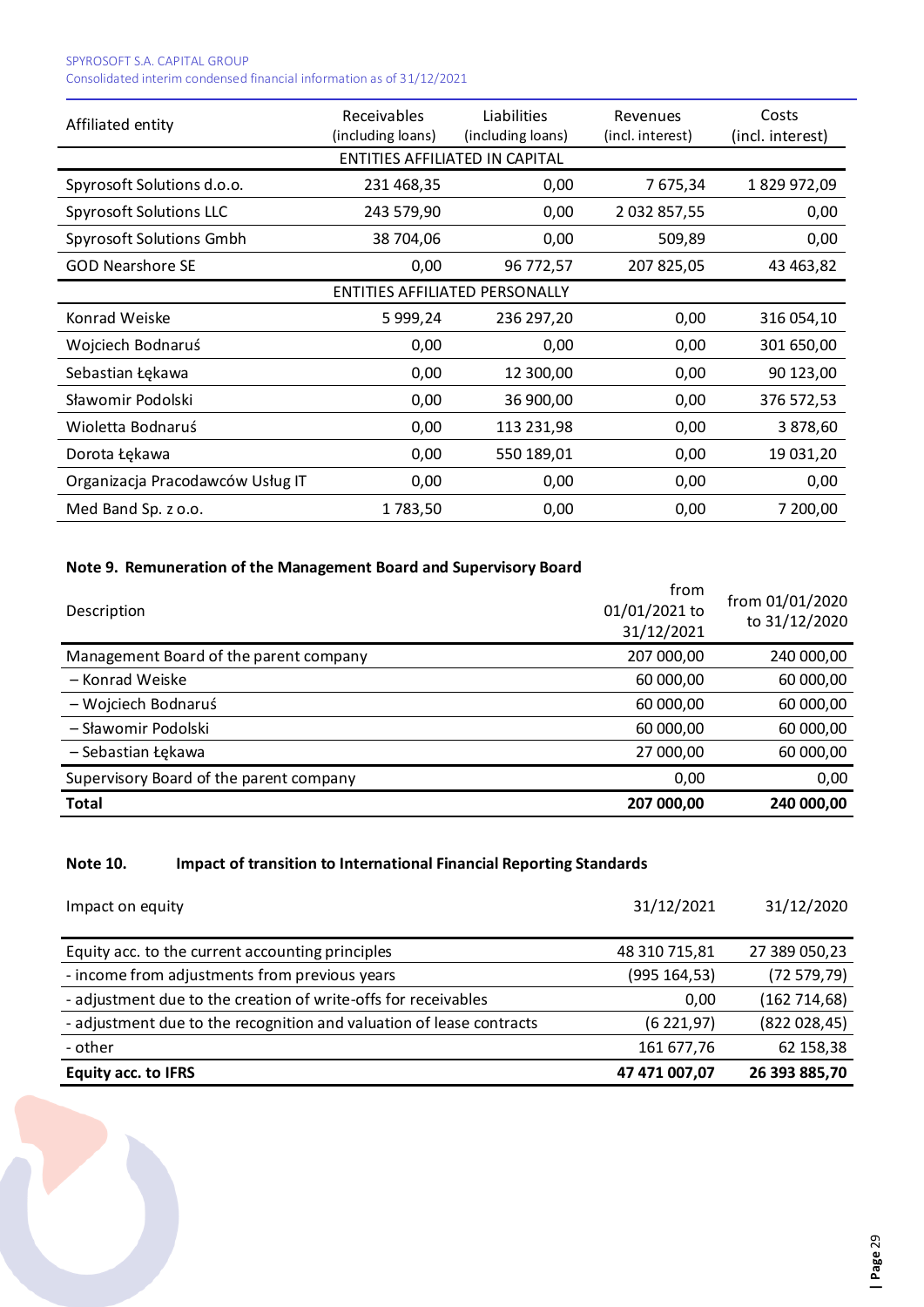| Affiliated entity | Receivables (including loans) | Liabilities (including loans) | Revenues (incl. interest) | Costs (incl. interest) |
|---|---|---|---|---|
| ENTITIES AFFILIATED IN CAPITAL | | | | |
| Spyrosoft Solutions d.o.o. | 231 468,35 | 0,00 | 7 675,34 | 1 829 972,09 |
| Spyrosoft Solutions LLC | 243 579,90 | 0,00 | 2 032 857,55 | 0,00 |
| Spyrosoft Solutions Gmbh | 38 704,06 | 0,00 | 509,89 | 0,00 |
| GOD Nearshore SE | 0,00 | 96 772,57 | 207 825,05 | 43 463,82 |
| ENTITIES AFFILIATED PERSONALLY | | | | |
| Konrad Weiske | 5 999,24 | 236 297,20 | 0,00 | 316 054,10 |
| Wojciech Bodnaruś | 0,00 | 0,00 | 0,00 | 301 650,00 |
| Sebastian Łękawa | 0,00 | 12 300,00 | 0,00 | 90 123,00 |
| Sławomir Podolski | 0,00 | 36 900,00 | 0,00 | 376 572,53 |
| Wioletta Bodnaruś | 0,00 | 113 231,98 | 0,00 | 3 878,60 |
| Dorota Łękawa | 0,00 | 550 189,01 | 0,00 | 19 031,20 |
| Organizacja Pracodawców Usług IT | 0,00 | 0,00 | 0,00 | 0,00 |
| Med Band Sp. z o.o. | 1 783,50 | 0,00 | 0,00 | 7 200,00 |

**Note 9. Remuneration of the Management Board and Supervisory Board**

| Description | from 01/01/2021 to 31/12/2021 | from 01/01/2020 to 31/12/2020 |
|---|---|---|
| Management Board of the parent company | 207 000,00 | 240 000,00 |
| – Konrad Weiske | 60 000,00 | 60 000,00 |
| – Wojciech Bodnaruś | 60 000,00 | 60 000,00 |
| – Sławomir Podolski | 60 000,00 | 60 000,00 |
| – Sebastian Łękawa | 27 000,00 | 60 000,00 |
| Supervisory Board of the parent company | 0,00 | 0,00 |
| **Total** | **207 000,00** | **240 000,00** |

**Note 10. Impact of transition to International Financial Reporting Standards**

| Impact on equity | 31/12/2021 | 31/12/2020 |
|---|---|---|
| Equity acc. to the current accounting principles | 48 310 715,81 | 27 389 050,23 |
| - income from adjustments from previous years | (995 164,53) | (72 579,79) |
| - adjustment due to the creation of write-offs for receivables | 0,00 | (162 714,68) |
| - adjustment due to the recognition and valuation of lease contracts | (6 221,97) | (822 028,45) |
| - other | 161 677,76 | 62 158,38 |
| **Equity acc. to IFRS** | **47 471 007,07** | **26 393 885,70** |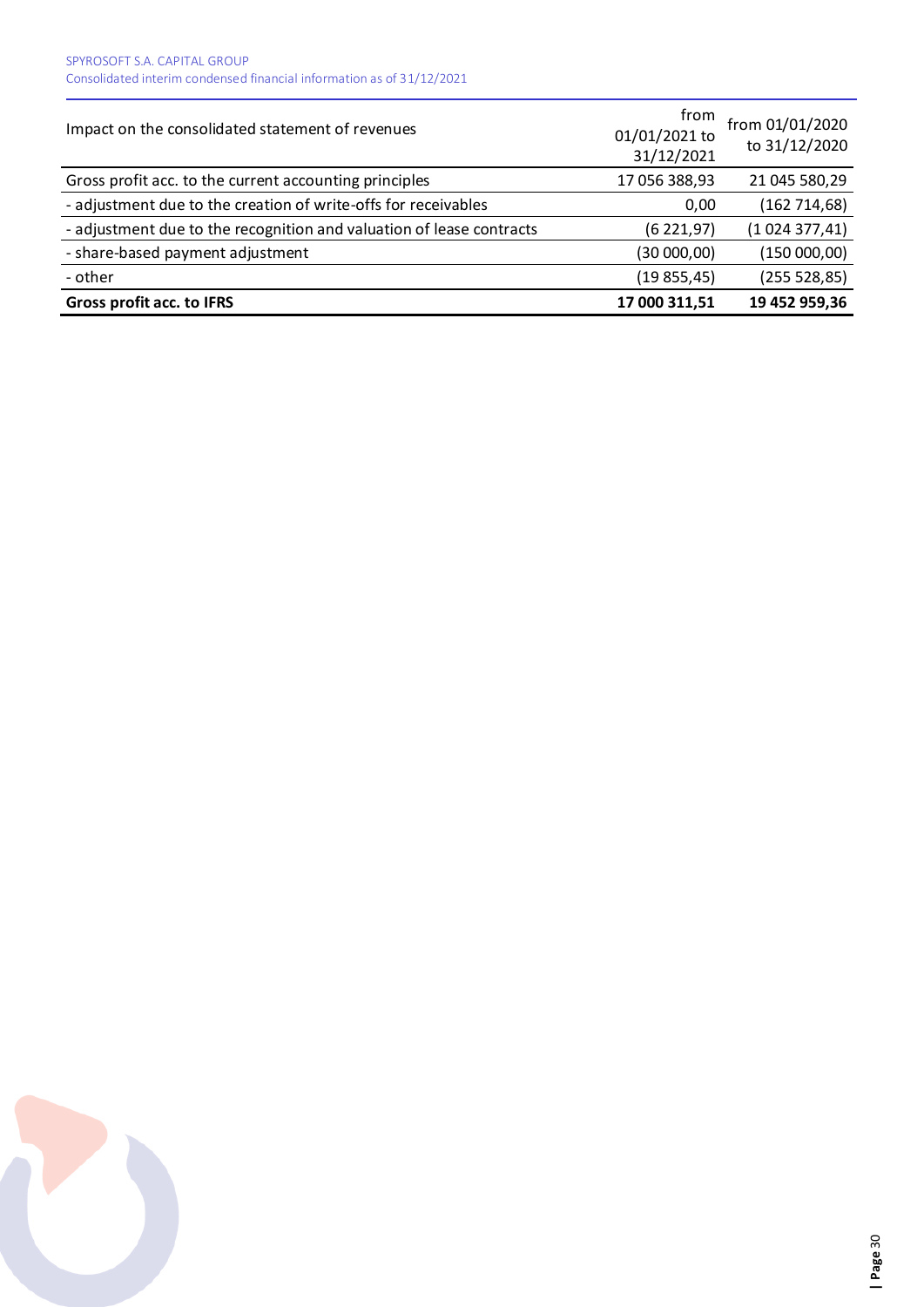| Impact on the consolidated statement of revenues | from 01/01/2021 to 31/12/2021 | from 01/01/2020 to 31/12/2020 |
| --- | --- | --- |
| Gross profit acc. to the current accounting principles | 17 056 388,93 | 21 045 580,29 |
| - adjustment due to the creation of write-offs for receivables | 0,00 | (162 714,68) |
| - adjustment due to the recognition and valuation of lease contracts | (6 221,97) | (1 024 377,41) |
| - share-based payment adjustment | (30 000,00) | (150 000,00) |
| - other | (19 855,45) | (255 528,85) |
| **Gross profit acc. to IFRS** | **17 000 311,51** | **19 452 959,36** |